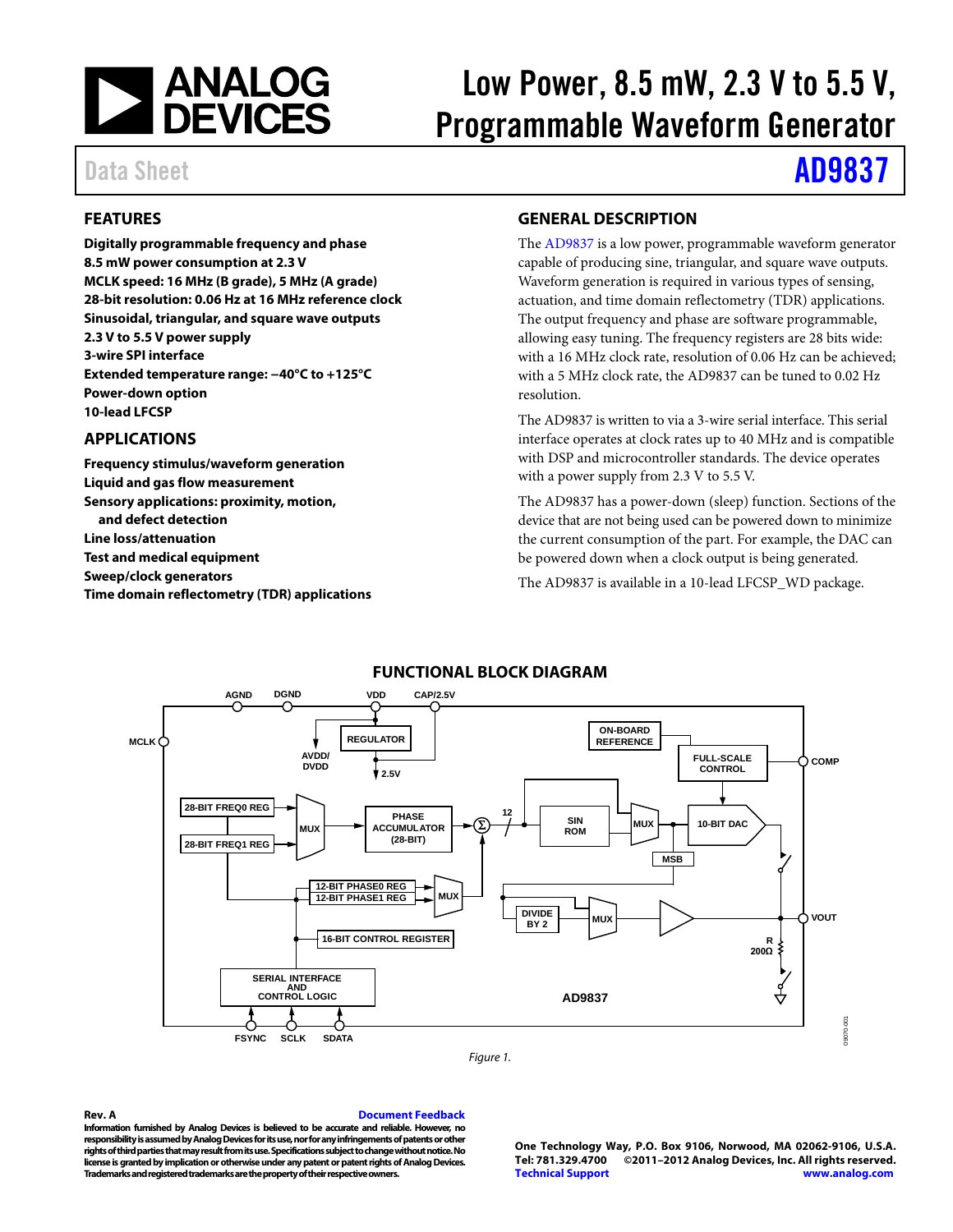# Low Power, 8.5 mW, 2.3 V to 5.5 V, Programmable Waveform Generator

Data Sheet **AD9837**

## FEATURES

**Digitally programmable frequency and phase**
**8.5 mW power consumption at 2.3 V**
**MCLK speed: 16 MHz (B grade), 5 MHz (A grade)**
**28-bit resolution: 0.06 Hz at 16 MHz reference clock**
**Sinusoidal, triangular, and square wave outputs**
**2.3 V to 5.5 V power supply**
**3-wire SPI interface**
**Extended temperature range: −40°C to +125°C**
**Power-down option**
**10-lead LFCSP**

## APPLICATIONS

**Frequency stimulus/waveform generation**
**Liquid and gas flow measurement**
**Sensory applications: proximity, motion, and defect detection**
**Line loss/attenuation**
**Test and medical equipment**
**Sweep/clock generators**
**Time domain reflectometry (TDR) applications**

## GENERAL DESCRIPTION

The AD9837 is a low power, programmable waveform generator capable of producing sine, triangular, and square wave outputs. Waveform generation is required in various types of sensing, actuation, and time domain reflectometry (TDR) applications. The output frequency and phase are software programmable, allowing easy tuning. The frequency registers are 28 bits wide: with a 16 MHz clock rate, resolution of 0.06 Hz can be achieved; with a 5 MHz clock rate, the AD9837 can be tuned to 0.02 Hz resolution.

The AD9837 is written to via a 3-wire serial interface. This serial interface operates at clock rates up to 40 MHz and is compatible with DSP and microcontroller standards. The device operates with a power supply from 2.3 V to 5.5 V.

The AD9837 has a power-down (sleep) function. Sections of the device that are not being used can be powered down to minimize the current consumption of the part. For example, the DAC can be powered down when a clock output is being generated.

The AD9837 is available in a 10-lead LFCSP_WD package.

## FUNCTIONAL BLOCK DIAGRAM

*Figure 1.*

**Rev. A**

Information furnished by Analog Devices is believed to be accurate and reliable. However, no responsibility is assumed by Analog Devices for its use, nor for any infringements of patents or other rights of third parties that may result from its use. Specifications subject to change without notice. No license is granted by implication or otherwise under any patent or patent rights of Analog Devices. Trademarks and registered trademarks are the property of their respective owners.

One Technology Way, P.O. Box 9106, Norwood, MA 02062-9106, U.S.A.
Tel: 781.329.4700 ©2011–2012 Analog Devices, Inc. All rights reserved.
Technical Support www.analog.com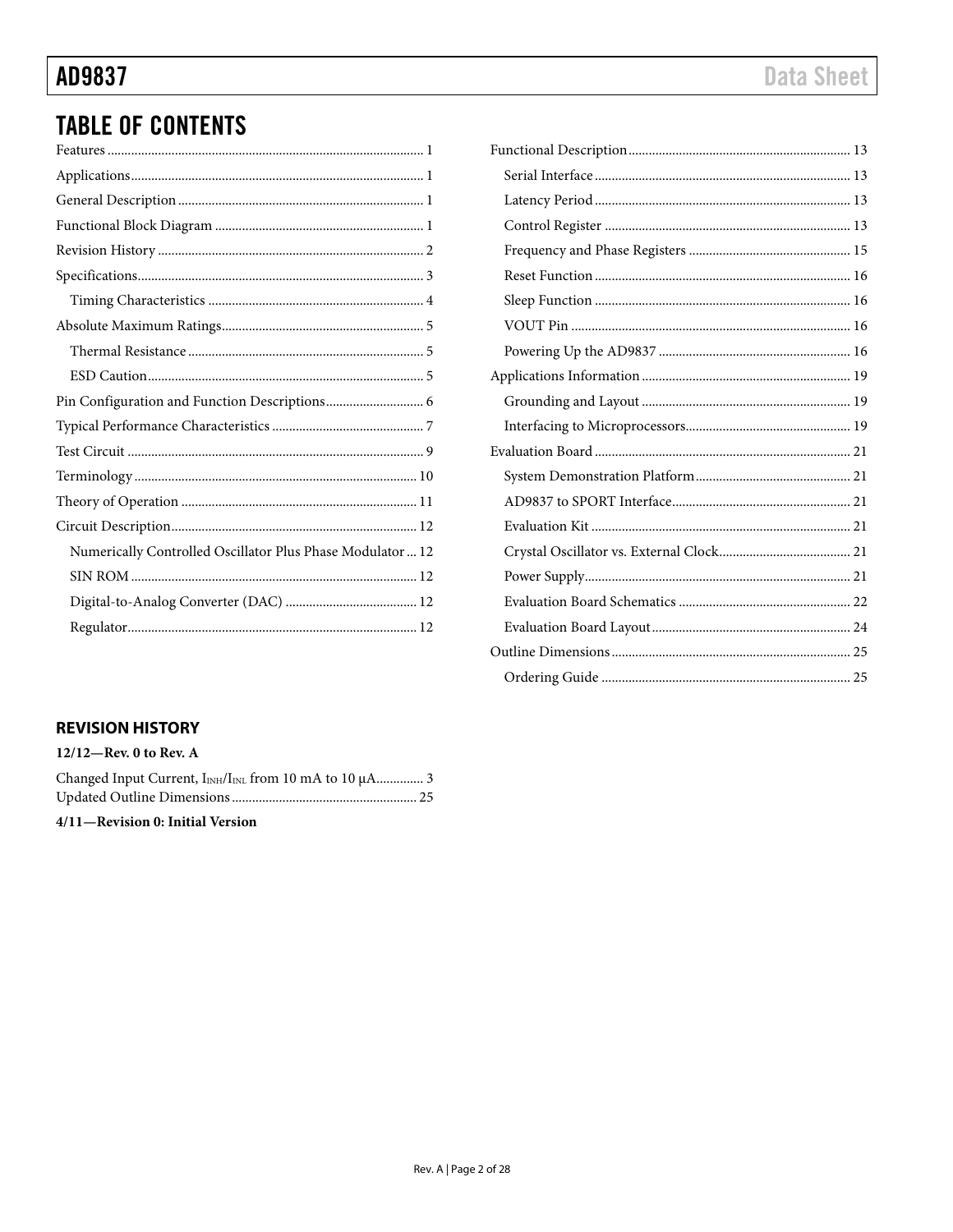# TABLE OF CONTENTS

Features ... 1
Applications ... 1
General Description ... 1
Functional Block Diagram ... 1
Revision History ... 2
Specifications ... 3
  Timing Characteristics ... 4
Absolute Maximum Ratings ... 5
  Thermal Resistance ... 5
  ESD Caution ... 5
Pin Configuration and Function Descriptions ... 6
Typical Performance Characteristics ... 7
Test Circuit ... 9
Terminology ... 10
Theory of Operation ... 11
Circuit Description ... 12
  Numerically Controlled Oscillator Plus Phase Modulator ... 12
  SIN ROM ... 12
  Digital-to-Analog Converter (DAC) ... 12
  Regulator ... 12
Functional Description ... 13
  Serial Interface ... 13
  Latency Period ... 13
  Control Register ... 13
  Frequency and Phase Registers ... 15
  Reset Function ... 16
  Sleep Function ... 16
  VOUT Pin ... 16
  Powering Up the AD9837 ... 16
Applications Information ... 19
  Grounding and Layout ... 19
  Interfacing to Microprocessors ... 19
Evaluation Board ... 21
  System Demonstration Platform ... 21
  AD9837 to SPORT Interface ... 21
  Evaluation Kit ... 21
  Crystal Oscillator vs. External Clock ... 21
  Power Supply ... 21
  Evaluation Board Schematics ... 22
  Evaluation Board Layout ... 24
Outline Dimensions ... 25
  Ordering Guide ... 25

## REVISION HISTORY

**12/12—Rev. 0 to Rev. A**

Changed Input Current, $I_{INH}/I_{INL}$ from 10 mA to 10 µA ... 3
Updated Outline Dimensions ... 25

**4/11—Revision 0: Initial Version**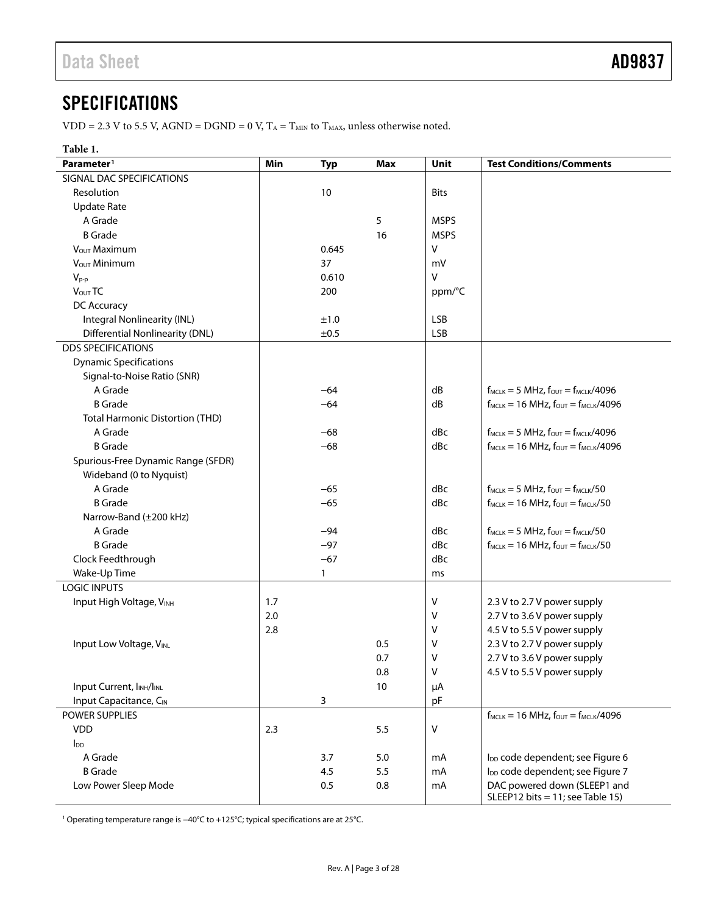## SPECIFICATIONS

VDD = 2.3 V to 5.5 V, AGND = DGND = 0 V, $T_A = T_{MIN}$ to $T_{MAX}$, unless otherwise noted.

**Table 1.**

| Parameter[1] | Min | Typ | Max | Unit | Test Conditions/Comments |
|---|---|---|---|---|---|
| SIGNAL DAC SPECIFICATIONS | | | | | |
| Resolution | | 10 | | Bits | |
| Update Rate | | | | | |
| A Grade | | | 5 | MSPS | |
| B Grade | | | 16 | MSPS | |
| $V_{OUT}$ Maximum | | 0.645 | | V | |
| $V_{OUT}$ Minimum | | 37 | | mV | |
| $V_{p\text{-}p}$ | | 0.610 | | V | |
| $V_{OUT}$ TC | | 200 | | ppm/°C | |
| DC Accuracy | | | | | |
| Integral Nonlinearity (INL) | | ±1.0 | | LSB | |
| Differential Nonlinearity (DNL) | | ±0.5 | | LSB | |
| DDS SPECIFICATIONS | | | | | |
| Dynamic Specifications | | | | | |
| Signal-to-Noise Ratio (SNR) | | | | | |
| A Grade | | −64 | | dB | $f_{MCLK}$ = 5 MHz, $f_{OUT} = f_{MCLK}/4096$ |
| B Grade | | −64 | | dB | $f_{MCLK}$ = 16 MHz, $f_{OUT} = f_{MCLK}/4096$ |
| Total Harmonic Distortion (THD) | | | | | |
| A Grade | | −68 | | dBc | $f_{MCLK}$ = 5 MHz, $f_{OUT} = f_{MCLK}/4096$ |
| B Grade | | −68 | | dBc | $f_{MCLK}$ = 16 MHz, $f_{OUT} = f_{MCLK}/4096$ |
| Spurious-Free Dynamic Range (SFDR) | | | | | |
| Wideband (0 to Nyquist) | | | | | |
| A Grade | | −65 | | dBc | $f_{MCLK}$ = 5 MHz, $f_{OUT} = f_{MCLK}/50$ |
| B Grade | | −65 | | dBc | $f_{MCLK}$ = 16 MHz, $f_{OUT} = f_{MCLK}/50$ |
| Narrow-Band (±200 kHz) | | | | | |
| A Grade | | −94 | | dBc | $f_{MCLK}$ = 5 MHz, $f_{OUT} = f_{MCLK}/50$ |
| B Grade | | −97 | | dBc | $f_{MCLK}$ = 16 MHz, $f_{OUT} = f_{MCLK}/50$ |
| Clock Feedthrough | | −67 | | dBc | |
| Wake-Up Time | | 1 | | ms | |
| LOGIC INPUTS | | | | | |
| Input High Voltage, $V_{INH}$ | 1.7 | | | V | 2.3 V to 2.7 V power supply |
| | 2.0 | | | V | 2.7 V to 3.6 V power supply |
| | 2.8 | | | V | 4.5 V to 5.5 V power supply |
| Input Low Voltage, $V_{INL}$ | | | 0.5 | V | 2.3 V to 2.7 V power supply |
| | | | 0.7 | V | 2.7 V to 3.6 V power supply |
| | | | 0.8 | V | 4.5 V to 5.5 V power supply |
| Input Current, $I_{INH}/I_{INL}$ | | | 10 | μA | |
| Input Capacitance, $C_{IN}$ | | 3 | | pF | |
| POWER SUPPLIES | | | | | $f_{MCLK}$ = 16 MHz, $f_{OUT} = f_{MCLK}/4096$ |
| VDD | 2.3 | | 5.5 | V | |
| $I_{DD}$ | | | | | |
| A Grade | | 3.7 | 5.0 | mA | $I_{DD}$ code dependent; see Figure 6 |
| B Grade | | 4.5 | 5.5 | mA | $I_{DD}$ code dependent; see Figure 7 |
| Low Power Sleep Mode | | 0.5 | 0.8 | mA | DAC powered down (SLEEP1 and SLEEP12 bits = 11; see Table 15) |

[1] Operating temperature range is −40°C to +125°C; typical specifications are at 25°C.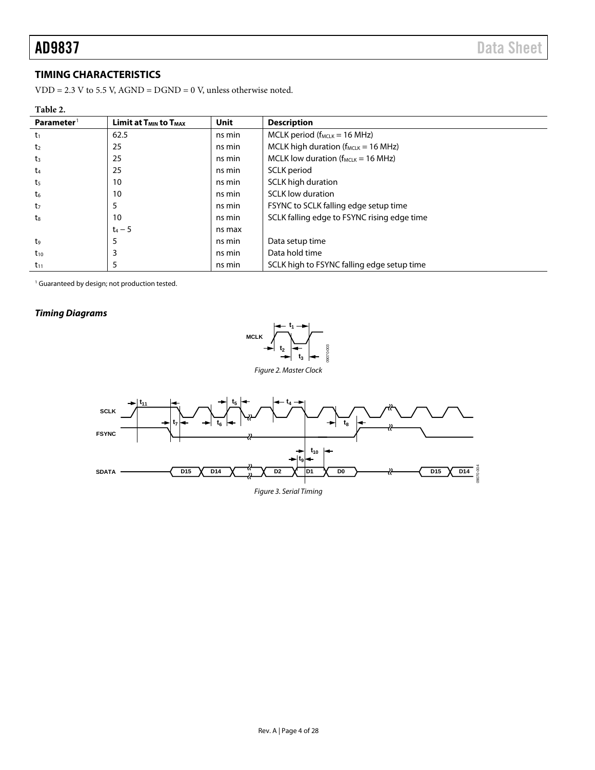## TIMING CHARACTERISTICS

VDD = 2.3 V to 5.5 V, AGND = DGND = 0 V, unless otherwise noted.

**Table 2.**

| Parameter[1] | Limit at $T_{MIN}$ to $T_{MAX}$ | Unit | Description |
|---|---|---|---|
| $t_1$ | 62.5 | ns min | MCLK period ($f_{MCLK}$ = 16 MHz) |
| $t_2$ | 25 | ns min | MCLK high duration ($f_{MCLK}$ = 16 MHz) |
| $t_3$ | 25 | ns min | MCLK low duration ($f_{MCLK}$ = 16 MHz) |
| $t_4$ | 25 | ns min | SCLK period |
| $t_5$ | 10 | ns min | SCLK high duration |
| $t_6$ | 10 | ns min | SCLK low duration |
| $t_7$ | 5 | ns min | FSYNC to SCLK falling edge setup time |
| $t_8$ | 10 | ns min | SCLK falling edge to FSYNC rising edge time |
| | $t_4 - 5$ | ns max | |
| $t_9$ | 5 | ns min | Data setup time |
| $t_{10}$ | 3 | ns min | Data hold time |
| $t_{11}$ | 5 | ns min | SCLK high to FSYNC falling edge setup time |

[1] Guaranteed by design; not production tested.

### *Timing Diagrams*

*Figure 2. Master Clock*

*Figure 3. Serial Timing*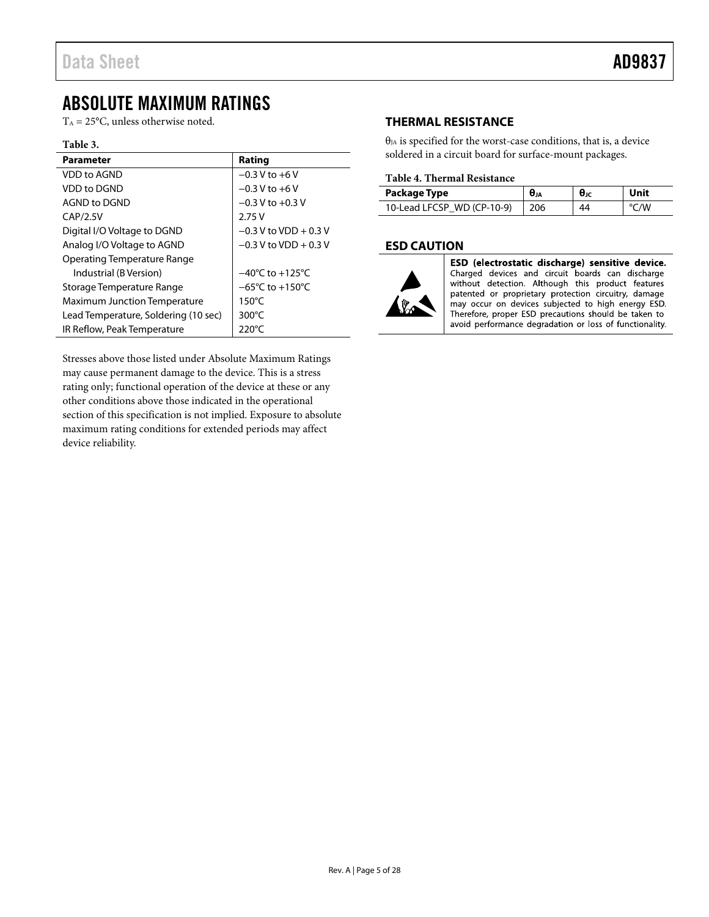## ABSOLUTE MAXIMUM RATINGS

$T_A$ = 25°C, unless otherwise noted.

**Table 3.**

| Parameter | Rating |
|---|---|
| VDD to AGND | −0.3 V to +6 V |
| VDD to DGND | −0.3 V to +6 V |
| AGND to DGND | −0.3 V to +0.3 V |
| CAP/2.5V | 2.75 V |
| Digital I/O Voltage to DGND | −0.3 V to VDD + 0.3 V |
| Analog I/O Voltage to AGND | −0.3 V to VDD + 0.3 V |
| Operating Temperature Range | |
| Industrial (B Version) | −40°C to +125°C |
| Storage Temperature Range | −65°C to +150°C |
| Maximum Junction Temperature | 150°C |
| Lead Temperature, Soldering (10 sec) | 300°C |
| IR Reflow, Peak Temperature | 220°C |

Stresses above those listed under Absolute Maximum Ratings may cause permanent damage to the device. This is a stress rating only; functional operation of the device at these or any other conditions above those indicated in the operational section of this specification is not implied. Exposure to absolute maximum rating conditions for extended periods may affect device reliability.

### THERMAL RESISTANCE

$\theta_{JA}$ is specified for the worst-case conditions, that is, a device soldered in a circuit board for surface-mount packages.

**Table 4. Thermal Resistance**

| Package Type | $\theta_{JA}$ | $\theta_{JC}$ | Unit |
|---|---|---|---|
| 10-Lead LFCSP_WD (CP-10-9) | 206 | 44 | °C/W |

### ESD CAUTION

**ESD (electrostatic discharge) sensitive device.** Charged devices and circuit boards can discharge without detection. Although this product features patented or proprietary protection circuitry, damage may occur on devices subjected to high energy ESD. Therefore, proper ESD precautions should be taken to avoid performance degradation or loss of functionality.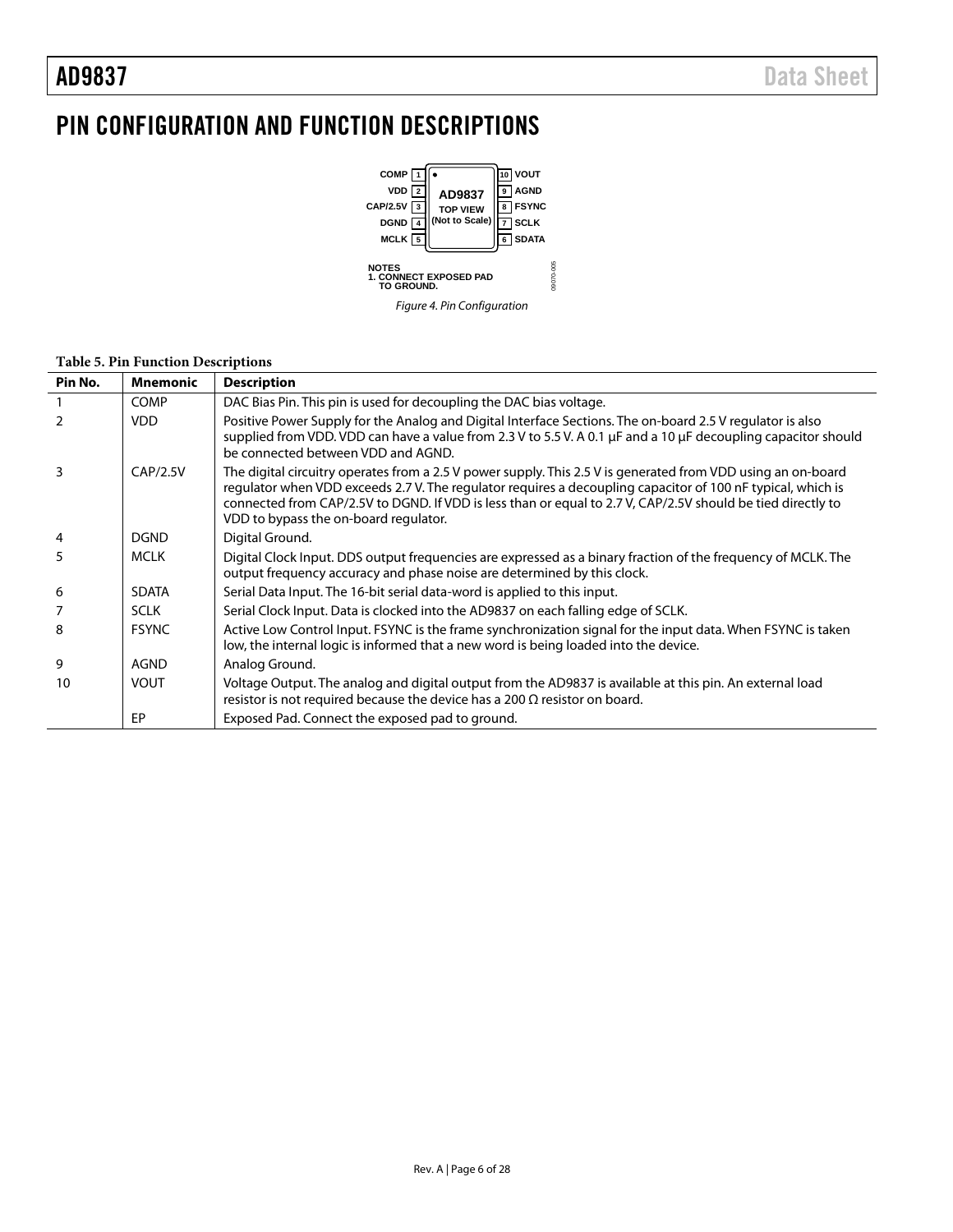# PIN CONFIGURATION AND FUNCTION DESCRIPTIONS

Figure 4. Pin Configuration

**Table 5. Pin Function Descriptions**

| Pin No. | Mnemonic | Description |
|---|---|---|
| 1 | COMP | DAC Bias Pin. This pin is used for decoupling the DAC bias voltage. |
| 2 | VDD | Positive Power Supply for the Analog and Digital Interface Sections. The on-board 2.5 V regulator is also supplied from VDD. VDD can have a value from 2.3 V to 5.5 V. A 0.1 μF and a 10 μF decoupling capacitor should be connected between VDD and AGND. |
| 3 | CAP/2.5V | The digital circuitry operates from a 2.5 V power supply. This 2.5 V is generated from VDD using an on-board regulator when VDD exceeds 2.7 V. The regulator requires a decoupling capacitor of 100 nF typical, which is connected from CAP/2.5V to DGND. If VDD is less than or equal to 2.7 V, CAP/2.5V should be tied directly to VDD to bypass the on-board regulator. |
| 4 | DGND | Digital Ground. |
| 5 | MCLK | Digital Clock Input. DDS output frequencies are expressed as a binary fraction of the frequency of MCLK. The output frequency accuracy and phase noise are determined by this clock. |
| 6 | SDATA | Serial Data Input. The 16-bit serial data-word is applied to this input. |
| 7 | SCLK | Serial Clock Input. Data is clocked into the AD9837 on each falling edge of SCLK. |
| 8 | FSYNC | Active Low Control Input. FSYNC is the frame synchronization signal for the input data. When FSYNC is taken low, the internal logic is informed that a new word is being loaded into the device. |
| 9 | AGND | Analog Ground. |
| 10 | VOUT | Voltage Output. The analog and digital output from the AD9837 is available at this pin. An external load resistor is not required because the device has a 200 Ω resistor on board. |
| | EP | Exposed Pad. Connect the exposed pad to ground. |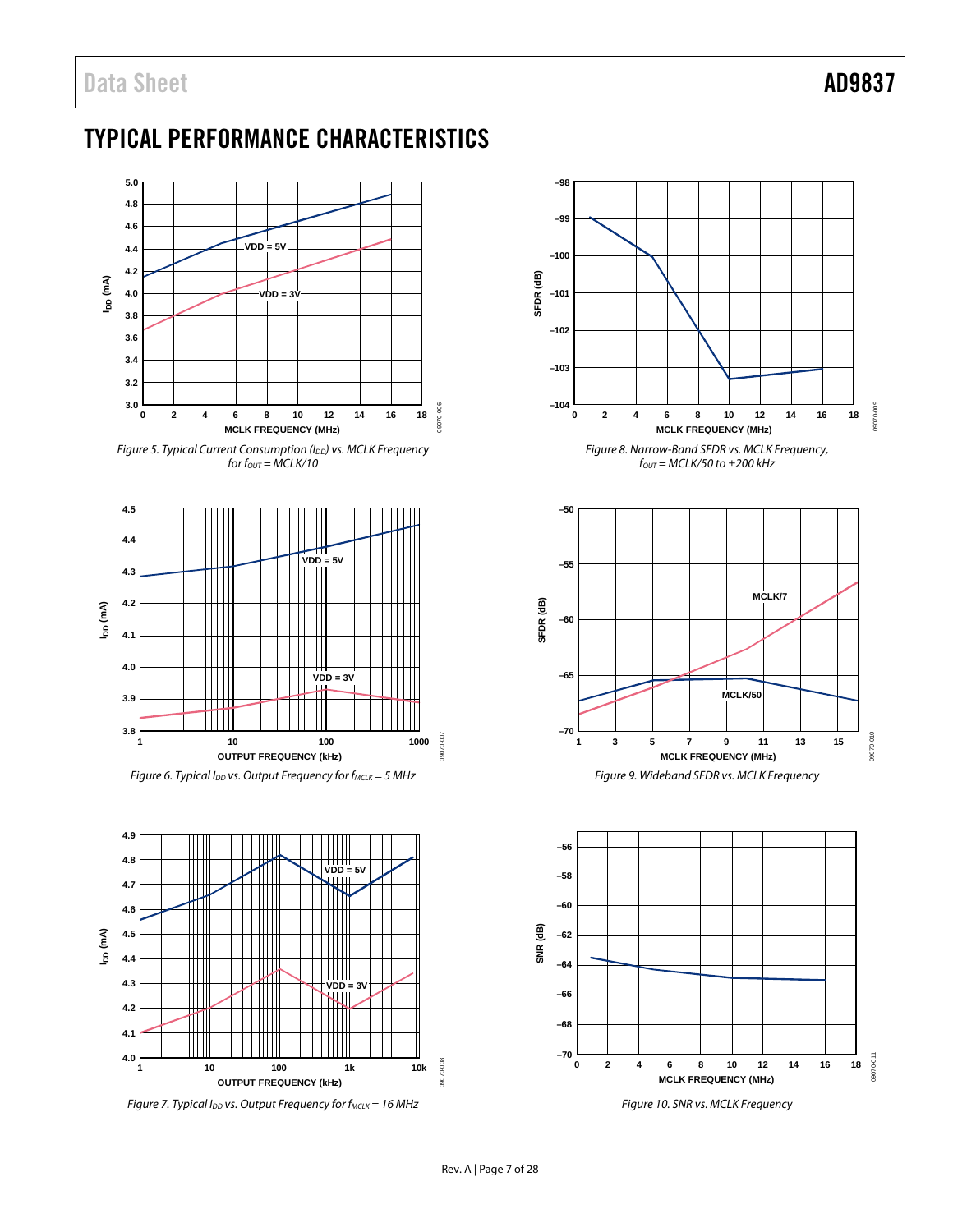# TYPICAL PERFORMANCE CHARACTERISTICS

Figure 5. Typical Current Consumption ($I_{DD}$) vs. MCLK Frequency for $f_{OUT}$ = MCLK/10

Figure 6. Typical $I_{DD}$ vs. Output Frequency for $f_{MCLK}$ = 5 MHz

Figure 7. Typical $I_{DD}$ vs. Output Frequency for $f_{MCLK}$ = 16 MHz

Figure 8. Narrow-Band SFDR vs. MCLK Frequency, $f_{OUT}$ = MCLK/50 to ±200 kHz

Figure 9. Wideband SFDR vs. MCLK Frequency

Figure 10. SNR vs. MCLK Frequency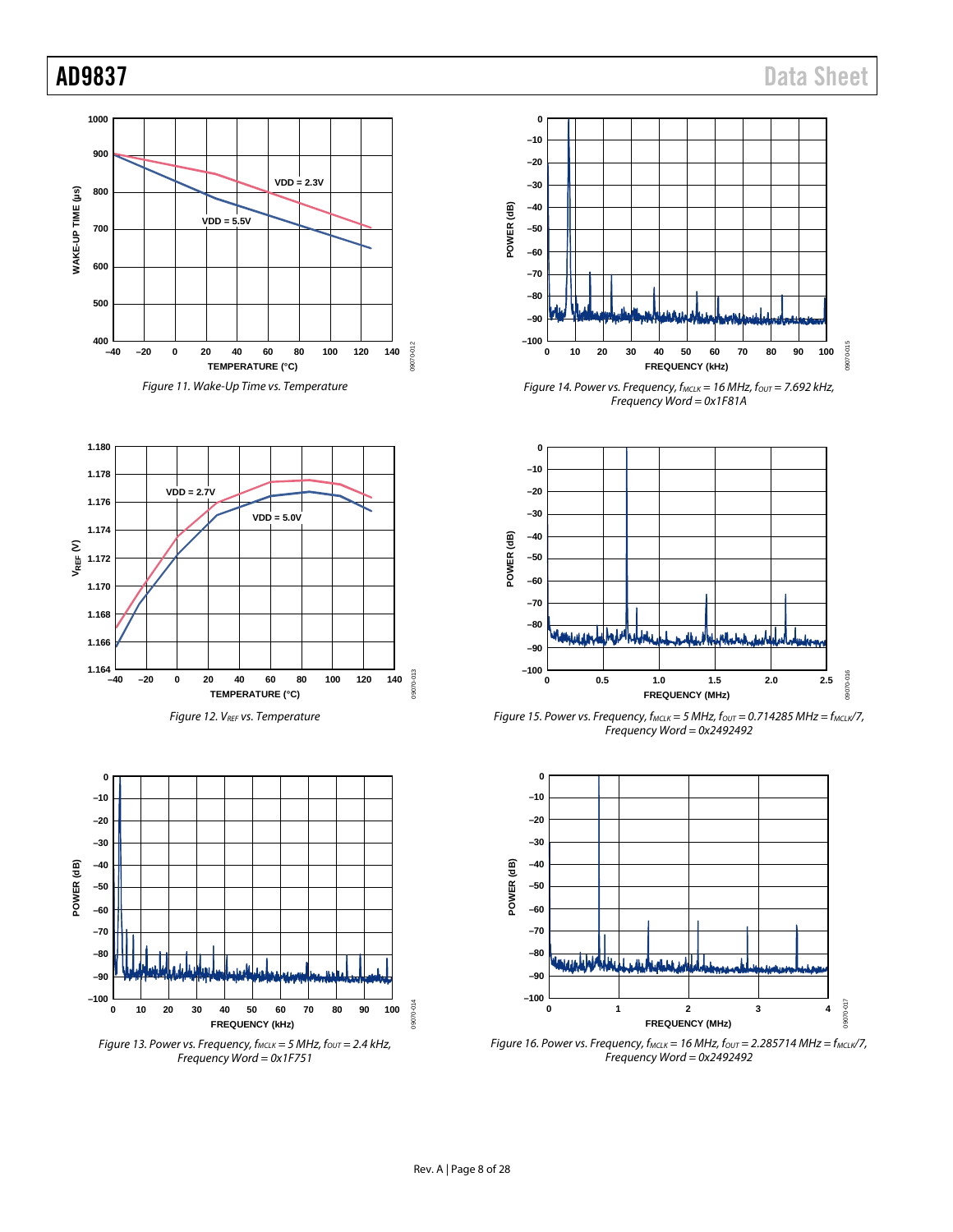Figure 11. Wake-Up Time vs. Temperature

Figure 12. $V_{REF}$ vs. Temperature

Figure 13. Power vs. Frequency, $f_{MCLK}$ = 5 MHz, $f_{OUT}$ = 2.4 kHz, Frequency Word = 0x1F751

Figure 14. Power vs. Frequency, $f_{MCLK}$ = 16 MHz, $f_{OUT}$ = 7.692 kHz, Frequency Word = 0x1F81A

Figure 15. Power vs. Frequency, $f_{MCLK}$ = 5 MHz, $f_{OUT}$ = 0.714285 MHz = $f_{MCLK}$/7, Frequency Word = 0x2492492

Figure 16. Power vs. Frequency, $f_{MCLK}$ = 16 MHz, $f_{OUT}$ = 2.285714 MHz = $f_{MCLK}$/7, Frequency Word = 0x2492492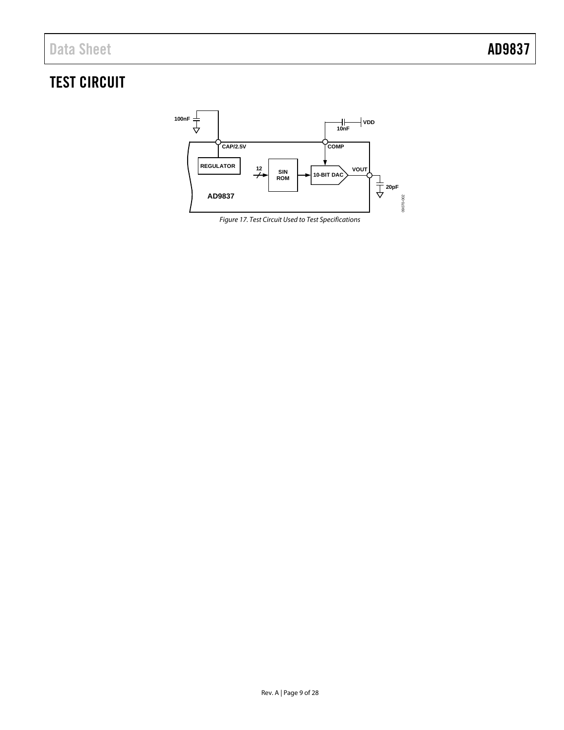## TEST CIRCUIT

Figure 17. Test Circuit Used to Test Specifications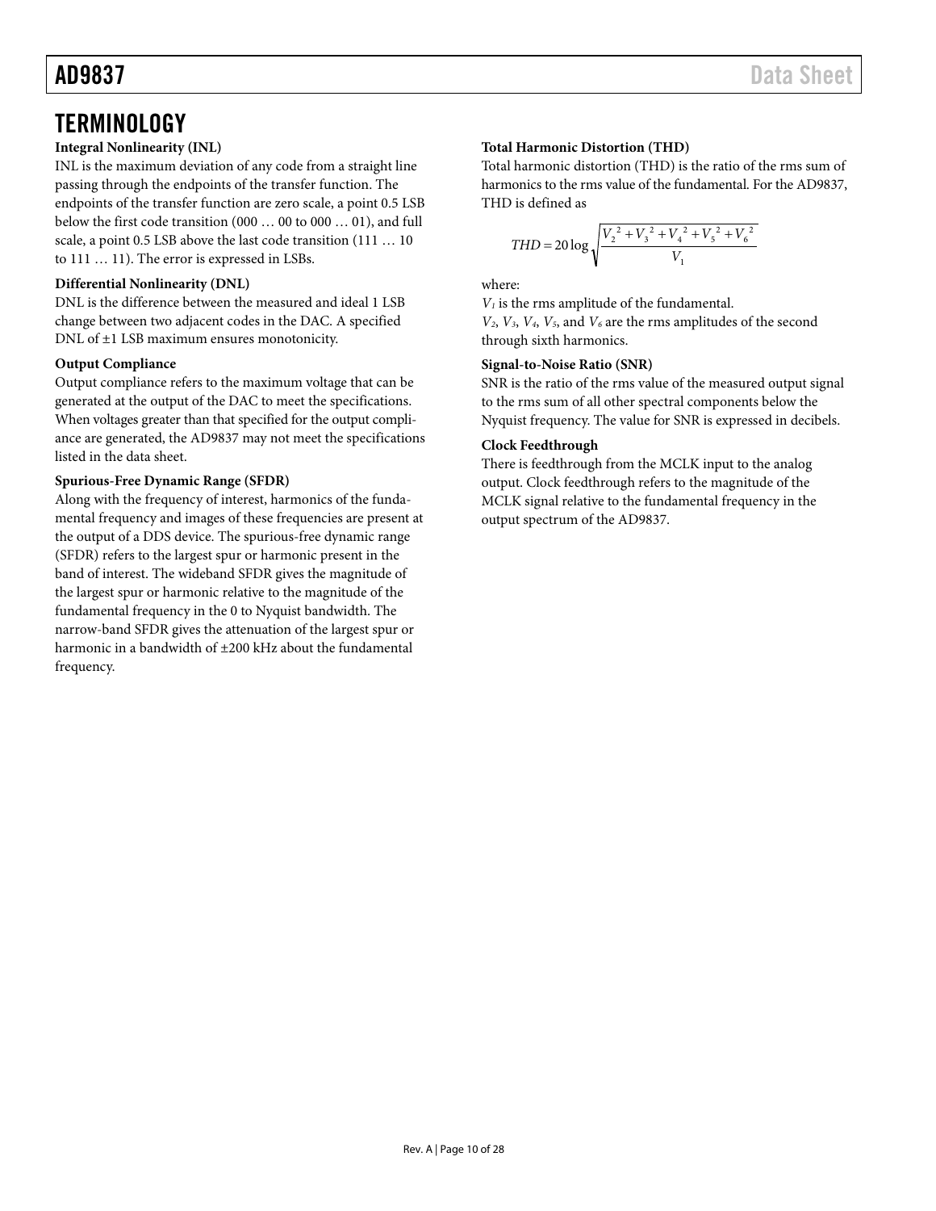# TERMINOLOGY

### Integral Nonlinearity (INL)

INL is the maximum deviation of any code from a straight line passing through the endpoints of the transfer function. The endpoints of the transfer function are zero scale, a point 0.5 LSB below the first code transition (000 … 00 to 000 … 01), and full scale, a point 0.5 LSB above the last code transition (111 … 10 to 111 … 11). The error is expressed in LSBs.

### Differential Nonlinearity (DNL)

DNL is the difference between the measured and ideal 1 LSB change between two adjacent codes in the DAC. A specified DNL of ±1 LSB maximum ensures monotonicity.

### Output Compliance

Output compliance refers to the maximum voltage that can be generated at the output of the DAC to meet the specifications. When voltages greater than that specified for the output compliance are generated, the AD9837 may not meet the specifications listed in the data sheet.

### Spurious-Free Dynamic Range (SFDR)

Along with the frequency of interest, harmonics of the fundamental frequency and images of these frequencies are present at the output of a DDS device. The spurious-free dynamic range (SFDR) refers to the largest spur or harmonic present in the band of interest. The wideband SFDR gives the magnitude of the largest spur or harmonic relative to the magnitude of the fundamental frequency in the 0 to Nyquist bandwidth. The narrow-band SFDR gives the attenuation of the largest spur or harmonic in a bandwidth of ±200 kHz about the fundamental frequency.

### Total Harmonic Distortion (THD)

Total harmonic distortion (THD) is the ratio of the rms sum of harmonics to the rms value of the fundamental. For the AD9837, THD is defined as

$$THD = 20 \log \sqrt{\frac{V_2^2 + V_3^2 + V_4^2 + V_5^2 + V_6^2}{V_1}}$$

where:

$V_1$ is the rms amplitude of the fundamental.

$V_2$, $V_3$, $V_4$, $V_5$, and $V_6$ are the rms amplitudes of the second through sixth harmonics.

### Signal-to-Noise Ratio (SNR)

SNR is the ratio of the rms value of the measured output signal to the rms sum of all other spectral components below the Nyquist frequency. The value for SNR is expressed in decibels.

### Clock Feedthrough

There is feedthrough from the MCLK input to the analog output. Clock feedthrough refers to the magnitude of the MCLK signal relative to the fundamental frequency in the output spectrum of the AD9837.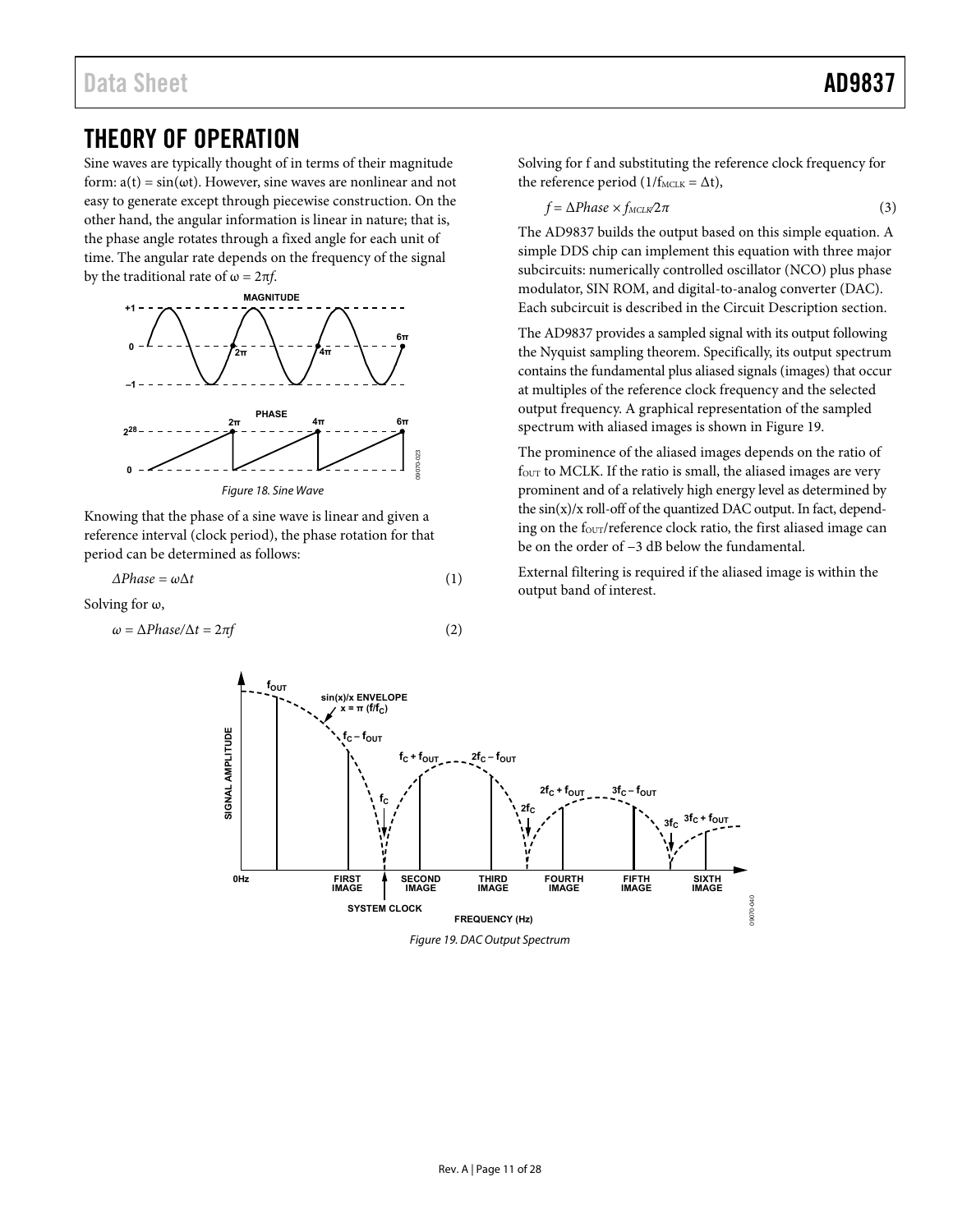# THEORY OF OPERATION

Sine waves are typically thought of in terms of their magnitude form: $a(t) = \sin(\omega t)$. However, sine waves are nonlinear and not easy to generate except through piecewise construction. On the other hand, the angular information is linear in nature; that is, the phase angle rotates through a fixed angle for each unit of time. The angular rate depends on the frequency of the signal by the traditional rate of $\omega = 2\pi f$.

Figure 18. Sine Wave

Knowing that the phase of a sine wave is linear and given a reference interval (clock period), the phase rotation for that period can be determined as follows:

$$\Delta Phase = \omega \Delta t \tag{1}$$

Solving for ω,

$$\omega = \Delta Phase/\Delta t = 2\pi f \tag{2}$$

Solving for f and substituting the reference clock frequency for the reference period ($1/f_{MCLK} = \Delta t$),

$$f = \Delta Phase \times f_{MCLK}/2\pi \tag{3}$$

The AD9837 builds the output based on this simple equation. A simple DDS chip can implement this equation with three major subcircuits: numerically controlled oscillator (NCO) plus phase modulator, SIN ROM, and digital-to-analog converter (DAC). Each subcircuit is described in the Circuit Description section.

The AD9837 provides a sampled signal with its output following the Nyquist sampling theorem. Specifically, its output spectrum contains the fundamental plus aliased signals (images) that occur at multiples of the reference clock frequency and the selected output frequency. A graphical representation of the sampled spectrum with aliased images is shown in Figure 19.

The prominence of the aliased images depends on the ratio of $f_{OUT}$ to MCLK. If the ratio is small, the aliased images are very prominent and of a relatively high energy level as determined by the sin(x)/x roll-off of the quantized DAC output. In fact, depending on the $f_{OUT}$/reference clock ratio, the first aliased image can be on the order of −3 dB below the fundamental.

External filtering is required if the aliased image is within the output band of interest.

Figure 19. DAC Output Spectrum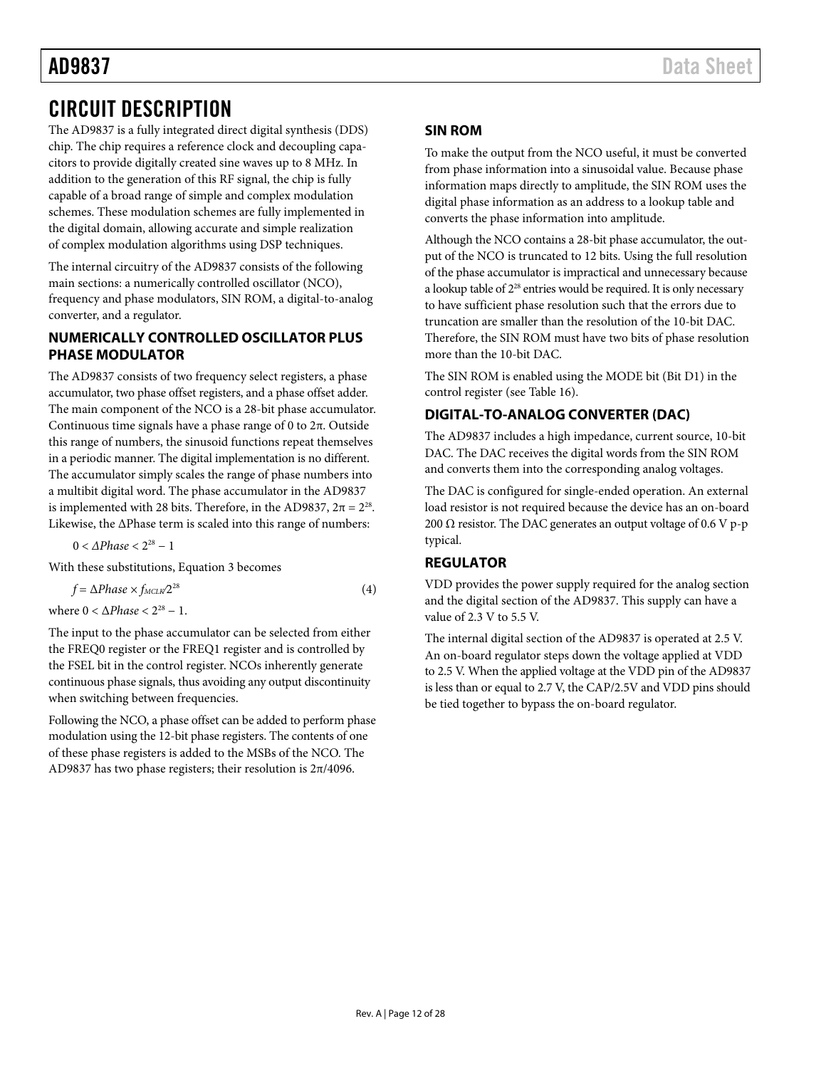# CIRCUIT DESCRIPTION

The AD9837 is a fully integrated direct digital synthesis (DDS) chip. The chip requires a reference clock and decoupling capacitors to provide digitally created sine waves up to 8 MHz. In addition to the generation of this RF signal, the chip is fully capable of a broad range of simple and complex modulation schemes. These modulation schemes are fully implemented in the digital domain, allowing accurate and simple realization of complex modulation algorithms using DSP techniques.

The internal circuitry of the AD9837 consists of the following main sections: a numerically controlled oscillator (NCO), frequency and phase modulators, SIN ROM, a digital-to-analog converter, and a regulator.

## NUMERICALLY CONTROLLED OSCILLATOR PLUS PHASE MODULATOR

The AD9837 consists of two frequency select registers, a phase accumulator, two phase offset registers, and a phase offset adder. The main component of the NCO is a 28-bit phase accumulator. Continuous time signals have a phase range of 0 to 2π. Outside this range of numbers, the sinusoid functions repeat themselves in a periodic manner. The digital implementation is no different. The accumulator simply scales the range of phase numbers into a multibit digital word. The phase accumulator in the AD9837 is implemented with 28 bits. Therefore, in the AD9837, $2\pi = 2^{28}$. Likewise, the ΔPhase term is scaled into this range of numbers:

$$0 < \Delta Phase < 2^{28} - 1$$

With these substitutions, Equation 3 becomes

$$f = \Delta Phase \times f_{MCLK}/2^{28} \quad (4)$$

where $0 < \Delta Phase < 2^{28} - 1$.

The input to the phase accumulator can be selected from either the FREQ0 register or the FREQ1 register and is controlled by the FSEL bit in the control register. NCOs inherently generate continuous phase signals, thus avoiding any output discontinuity when switching between frequencies.

Following the NCO, a phase offset can be added to perform phase modulation using the 12-bit phase registers. The contents of one of these phase registers is added to the MSBs of the NCO. The AD9837 has two phase registers; their resolution is 2π/4096.

## SIN ROM

To make the output from the NCO useful, it must be converted from phase information into a sinusoidal value. Because phase information maps directly to amplitude, the SIN ROM uses the digital phase information as an address to a lookup table and converts the phase information into amplitude.

Although the NCO contains a 28-bit phase accumulator, the output of the NCO is truncated to 12 bits. Using the full resolution of the phase accumulator is impractical and unnecessary because a lookup table of $2^{28}$ entries would be required. It is only necessary to have sufficient phase resolution such that the errors due to truncation are smaller than the resolution of the 10-bit DAC. Therefore, the SIN ROM must have two bits of phase resolution more than the 10-bit DAC.

The SIN ROM is enabled using the MODE bit (Bit D1) in the control register (see Table 16).

## DIGITAL-TO-ANALOG CONVERTER (DAC)

The AD9837 includes a high impedance, current source, 10-bit DAC. The DAC receives the digital words from the SIN ROM and converts them into the corresponding analog voltages.

The DAC is configured for single-ended operation. An external load resistor is not required because the device has an on-board 200 Ω resistor. The DAC generates an output voltage of 0.6 V p-p typical.

## REGULATOR

VDD provides the power supply required for the analog section and the digital section of the AD9837. This supply can have a value of 2.3 V to 5.5 V.

The internal digital section of the AD9837 is operated at 2.5 V. An on-board regulator steps down the voltage applied at VDD to 2.5 V. When the applied voltage at the VDD pin of the AD9837 is less than or equal to 2.7 V, the CAP/2.5V and VDD pins should be tied together to bypass the on-board regulator.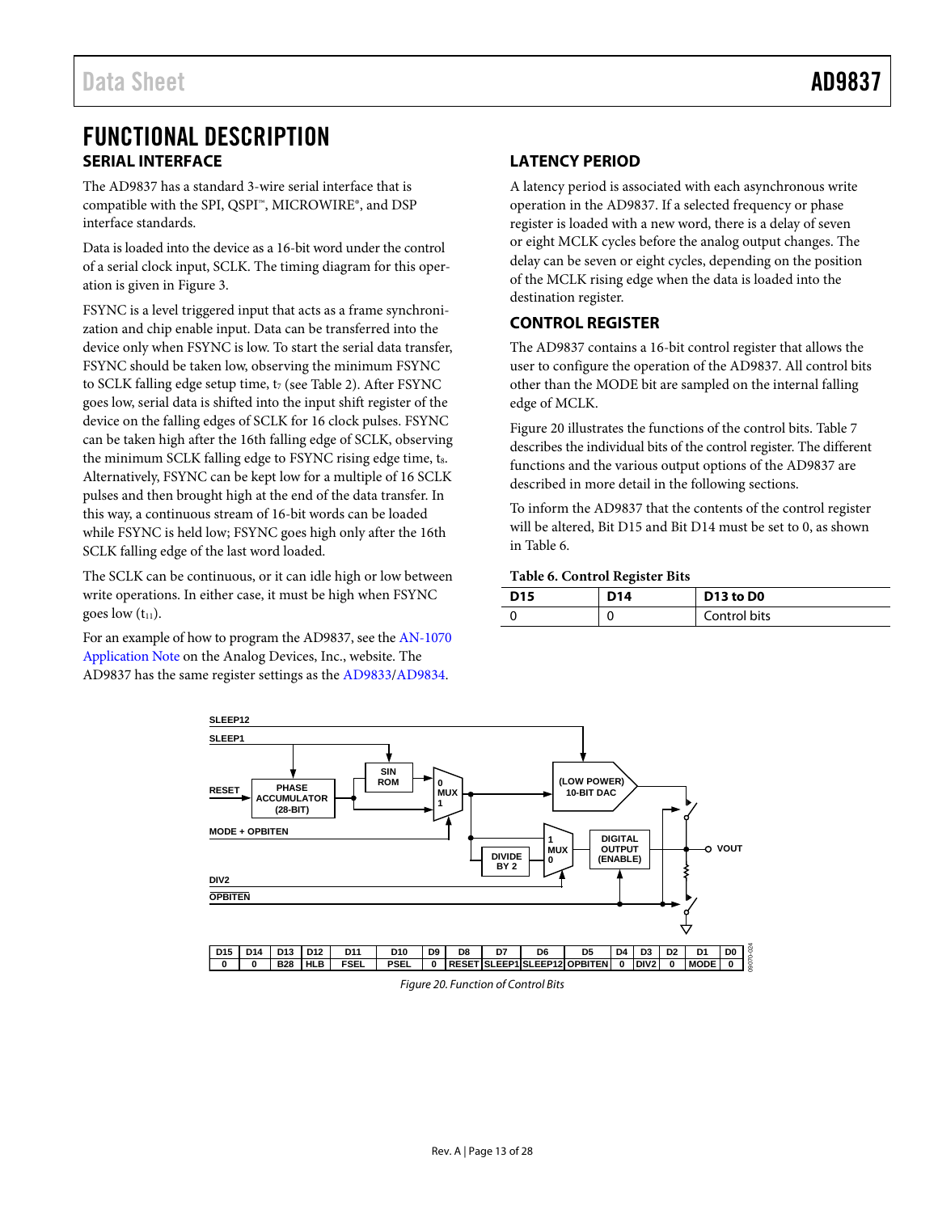# FUNCTIONAL DESCRIPTION

## SERIAL INTERFACE

The AD9837 has a standard 3-wire serial interface that is compatible with the SPI, QSPI™, MICROWIRE®, and DSP interface standards.

Data is loaded into the device as a 16-bit word under the control of a serial clock input, SCLK. The timing diagram for this operation is given in Figure 3.

FSYNC is a level triggered input that acts as a frame synchronization and chip enable input. Data can be transferred into the device only when FSYNC is low. To start the serial data transfer, FSYNC should be taken low, observing the minimum FSYNC to SCLK falling edge setup time, $t_7$ (see Table 2). After FSYNC goes low, serial data is shifted into the input shift register of the device on the falling edges of SCLK for 16 clock pulses. FSYNC can be taken high after the 16th falling edge of SCLK, observing the minimum SCLK falling edge to FSYNC rising edge time, $t_8$. Alternatively, FSYNC can be kept low for a multiple of 16 SCLK pulses and then brought high at the end of the data transfer. In this way, a continuous stream of 16-bit words can be loaded while FSYNC is held low; FSYNC goes high only after the 16th SCLK falling edge of the last word loaded.

The SCLK can be continuous, or it can idle high or low between write operations. In either case, it must be high when FSYNC goes low ($t_{11}$).

For an example of how to program the AD9837, see the AN-1070 Application Note on the Analog Devices, Inc., website. The AD9837 has the same register settings as the AD9833/AD9834.

## LATENCY PERIOD

A latency period is associated with each asynchronous write operation in the AD9837. If a selected frequency or phase register is loaded with a new word, there is a delay of seven or eight MCLK cycles before the analog output changes. The delay can be seven or eight cycles, depending on the position of the MCLK rising edge when the data is loaded into the destination register.

## CONTROL REGISTER

The AD9837 contains a 16-bit control register that allows the user to configure the operation of the AD9837. All control bits other than the MODE bit are sampled on the internal falling edge of MCLK.

Figure 20 illustrates the functions of the control bits. Table 7 describes the individual bits of the control register. The different functions and the various output options of the AD9837 are described in more detail in the following sections.

To inform the AD9837 that the contents of the control register will be altered, Bit D15 and Bit D14 must be set to 0, as shown in Table 6.

**Table 6. Control Register Bits**

| D15 | D14 | D13 to D0 |
|---|---|---|
| 0 | 0 | Control bits |

| D15 | D14 | D13 | D12 | D11 | D10 | D9 | D8 | D7 | D6 | D5 | D4 | D3 | D2 | D1 | D0 |
|---|---|---|---|---|---|---|---|---|---|---|---|---|---|---|---|
| 0 | 0 | B28 | HLB | FSEL | PSEL | 0 | RESET | SLEEP1 | SLEEP12 | OPBITEN | 0 | DIV2 | 0 | MODE | 0 |

*Figure 20. Function of Control Bits*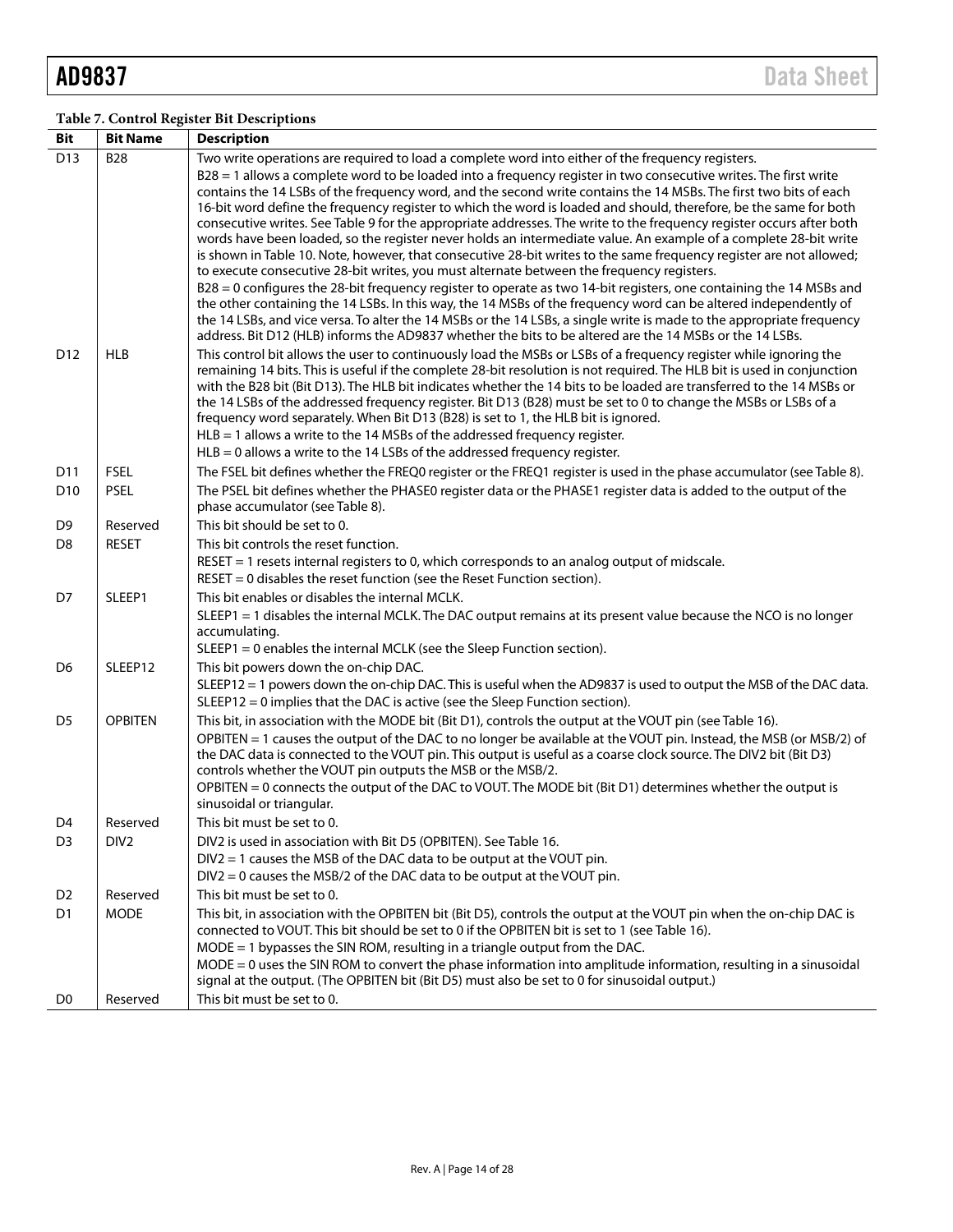**Table 7. Control Register Bit Descriptions**

| Bit | Bit Name | Description |
|---|---|---|
| D13 | B28 | Two write operations are required to load a complete word into either of the frequency registers.<br>B28 = 1 allows a complete word to be loaded into a frequency register in two consecutive writes. The first write contains the 14 LSBs of the frequency word, and the second write contains the 14 MSBs. The first two bits of each 16-bit word define the frequency register to which the word is loaded and should, therefore, be the same for both consecutive writes. See Table 9 for the appropriate addresses. The write to the frequency register occurs after both words have been loaded, so the register never holds an intermediate value. An example of a complete 28-bit write is shown in Table 10. Note, however, that consecutive 28-bit writes to the same frequency register are not allowed; to execute consecutive 28-bit writes, you must alternate between the frequency registers.<br>B28 = 0 configures the 28-bit frequency register to operate as two 14-bit registers, one containing the 14 MSBs and the other containing the 14 LSBs. In this way, the 14 MSBs of the frequency word can be altered independently of the 14 LSBs, and vice versa. To alter the 14 MSBs or the 14 LSBs, a single write is made to the appropriate frequency address. Bit D12 (HLB) informs the AD9837 whether the bits to be altered are the 14 MSBs or the 14 LSBs. |
| D12 | HLB | This control bit allows the user to continuously load the MSBs or LSBs of a frequency register while ignoring the remaining 14 bits. This is useful if the complete 28-bit resolution is not required. The HLB bit is used in conjunction with the B28 bit (Bit D13). The HLB bit indicates whether the 14 bits to be loaded are transferred to the 14 MSBs or the 14 LSBs of the addressed frequency register. Bit D13 (B28) must be set to 0 to change the MSBs or LSBs of a frequency word separately. When Bit D13 (B28) is set to 1, the HLB bit is ignored.<br>HLB = 1 allows a write to the 14 MSBs of the addressed frequency register.<br>HLB = 0 allows a write to the 14 LSBs of the addressed frequency register. |
| D11 | FSEL | The FSEL bit defines whether the FREQ0 register or the FREQ1 register is used in the phase accumulator (see Table 8). |
| D10 | PSEL | The PSEL bit defines whether the PHASE0 register data or the PHASE1 register data is added to the output of the phase accumulator (see Table 8). |
| D9 | Reserved | This bit should be set to 0. |
| D8 | RESET | This bit controls the reset function.<br>RESET = 1 resets internal registers to 0, which corresponds to an analog output of midscale.<br>RESET = 0 disables the reset function (see the Reset Function section). |
| D7 | SLEEP1 | This bit enables or disables the internal MCLK.<br>SLEEP1 = 1 disables the internal MCLK. The DAC output remains at its present value because the NCO is no longer accumulating.<br>SLEEP1 = 0 enables the internal MCLK (see the Sleep Function section). |
| D6 | SLEEP12 | This bit powers down the on-chip DAC.<br>SLEEP12 = 1 powers down the on-chip DAC. This is useful when the AD9837 is used to output the MSB of the DAC data.<br>SLEEP12 = 0 implies that the DAC is active (see the Sleep Function section). |
| D5 | OPBITEN | This bit, in association with the MODE bit (Bit D1), controls the output at the VOUT pin (see Table 16).<br>OPBITEN = 1 causes the output of the DAC to no longer be available at the VOUT pin. Instead, the MSB (or MSB/2) of the DAC data is connected to the VOUT pin. This output is useful as a coarse clock source. The DIV2 bit (Bit D3) controls whether the VOUT pin outputs the MSB or the MSB/2.<br>OPBITEN = 0 connects the output of the DAC to VOUT. The MODE bit (Bit D1) determines whether the output is sinusoidal or triangular. |
| D4 | Reserved | This bit must be set to 0. |
| D3 | DIV2 | DIV2 is used in association with Bit D5 (OPBITEN). See Table 16.<br>DIV2 = 1 causes the MSB of the DAC data to be output at the VOUT pin.<br>DIV2 = 0 causes the MSB/2 of the DAC data to be output at the VOUT pin. |
| D2 | Reserved | This bit must be set to 0. |
| D1 | MODE | This bit, in association with the OPBITEN bit (Bit D5), controls the output at the VOUT pin when the on-chip DAC is connected to VOUT. This bit should be set to 0 if the OPBITEN bit is set to 1 (see Table 16).<br>MODE = 1 bypasses the SIN ROM, resulting in a triangle output from the DAC.<br>MODE = 0 uses the SIN ROM to convert the phase information into amplitude information, resulting in a sinusoidal signal at the output. (The OPBITEN bit (Bit D5) must also be set to 0 for sinusoidal output.) |
| D0 | Reserved | This bit must be set to 0. |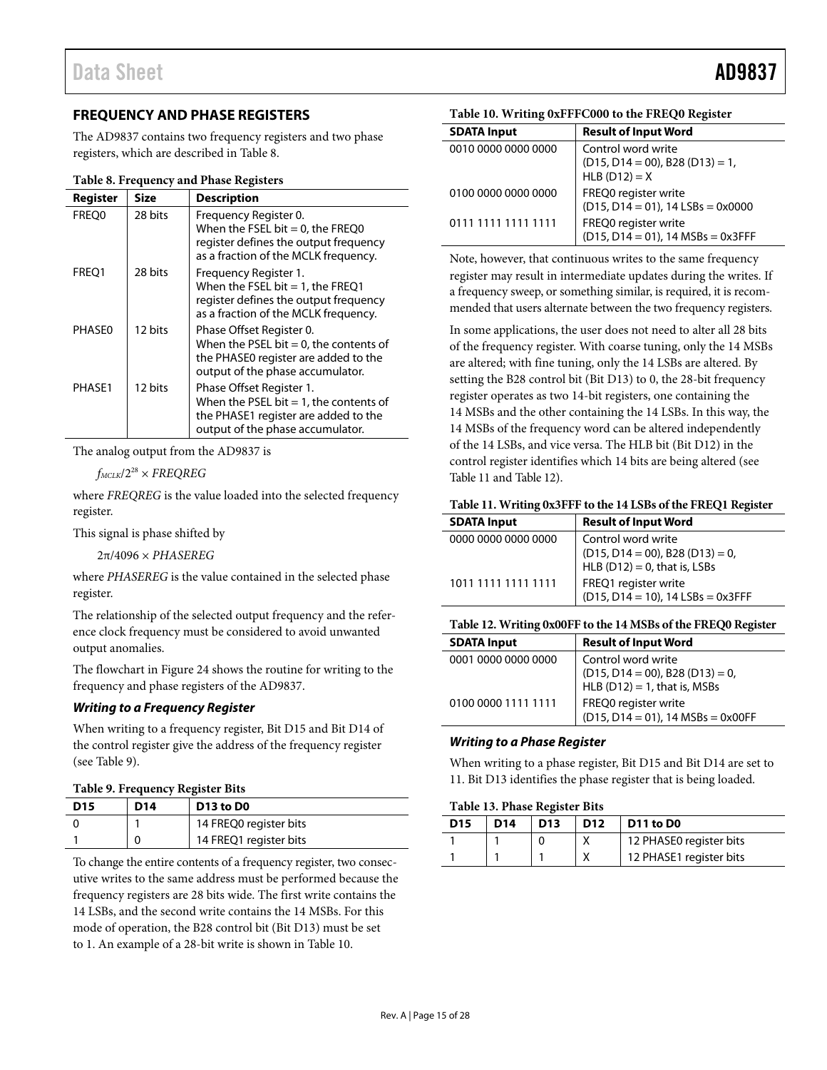## FREQUENCY AND PHASE REGISTERS

The AD9837 contains two frequency registers and two phase registers, which are described in Table 8.

**Table 8. Frequency and Phase Registers**

| Register | Size | Description |
|---|---|---|
| FREQ0 | 28 bits | Frequency Register 0. When the FSEL bit = 0, the FREQ0 register defines the output frequency as a fraction of the MCLK frequency. |
| FREQ1 | 28 bits | Frequency Register 1. When the FSEL bit = 1, the FREQ1 register defines the output frequency as a fraction of the MCLK frequency. |
| PHASE0 | 12 bits | Phase Offset Register 0. When the PSEL bit = 0, the contents of the PHASE0 register are added to the output of the phase accumulator. |
| PHASE1 | 12 bits | Phase Offset Register 1. When the PSEL bit = 1, the contents of the PHASE1 register are added to the output of the phase accumulator. |

The analog output from the AD9837 is

$f_{MCLK}/2^{28} \times FREQREG$

where *FREQREG* is the value loaded into the selected frequency register.

This signal is phase shifted by

$2\pi/4096 \times PHASEREG$

where *PHASEREG* is the value contained in the selected phase register.

The relationship of the selected output frequency and the reference clock frequency must be considered to avoid unwanted output anomalies.

The flowchart in Figure 24 shows the routine for writing to the frequency and phase registers of the AD9837.

### *Writing to a Frequency Register*

When writing to a frequency register, Bit D15 and Bit D14 of the control register give the address of the frequency register (see Table 9).

**Table 9. Frequency Register Bits**

| D15 | D14 | D13 to D0 |
|---|---|---|
| 0 | 1 | 14 FREQ0 register bits |
| 1 | 0 | 14 FREQ1 register bits |

To change the entire contents of a frequency register, two consecutive writes to the same address must be performed because the frequency registers are 28 bits wide. The first write contains the 14 LSBs, and the second write contains the 14 MSBs. For this mode of operation, the B28 control bit (Bit D13) must be set to 1. An example of a 28-bit write is shown in Table 10.

**Table 10. Writing 0xFFFC000 to the FREQ0 Register**

| SDATA Input | Result of Input Word |
|---|---|
| 0010 0000 0000 0000 | Control word write (D15, D14 = 00), B28 (D13) = 1, HLB (D12) = X |
| 0100 0000 0000 0000 | FREQ0 register write (D15, D14 = 01), 14 LSBs = 0x0000 |
| 0111 1111 1111 1111 | FREQ0 register write (D15, D14 = 01), 14 MSBs = 0x3FFF |

Note, however, that continuous writes to the same frequency register may result in intermediate updates during the writes. If a frequency sweep, or something similar, is required, it is recommended that users alternate between the two frequency registers.

In some applications, the user does not need to alter all 28 bits of the frequency register. With coarse tuning, only the 14 MSBs are altered; with fine tuning, only the 14 LSBs are altered. By setting the B28 control bit (Bit D13) to 0, the 28-bit frequency register operates as two 14-bit registers, one containing the 14 MSBs and the other containing the 14 LSBs. In this way, the 14 MSBs of the frequency word can be altered independently of the 14 LSBs, and vice versa. The HLB bit (Bit D12) in the control register identifies which 14 bits are being altered (see Table 11 and Table 12).

**Table 11. Writing 0x3FFF to the 14 LSBs of the FREQ1 Register**

| SDATA Input | Result of Input Word |
|---|---|
| 0000 0000 0000 0000 | Control word write (D15, D14 = 00), B28 (D13) = 0, HLB (D12) = 0, that is, LSBs |
| 1011 1111 1111 1111 | FREQ1 register write (D15, D14 = 10), 14 LSBs = 0x3FFF |

**Table 12. Writing 0x00FF to the 14 MSBs of the FREQ0 Register**

| SDATA Input | Result of Input Word |
|---|---|
| 0001 0000 0000 0000 | Control word write (D15, D14 = 00), B28 (D13) = 0, HLB (D12) = 1, that is, MSBs |
| 0100 0000 1111 1111 | FREQ0 register write (D15, D14 = 01), 14 MSBs = 0x00FF |

### *Writing to a Phase Register*

When writing to a phase register, Bit D15 and Bit D14 are set to 11. Bit D13 identifies the phase register that is being loaded.

**Table 13. Phase Register Bits**

| D15 | D14 | D13 | D12 | D11 to D0 |
|---|---|---|---|---|
| 1 | 1 | 0 | X | 12 PHASE0 register bits |
| 1 | 1 | 1 | X | 12 PHASE1 register bits |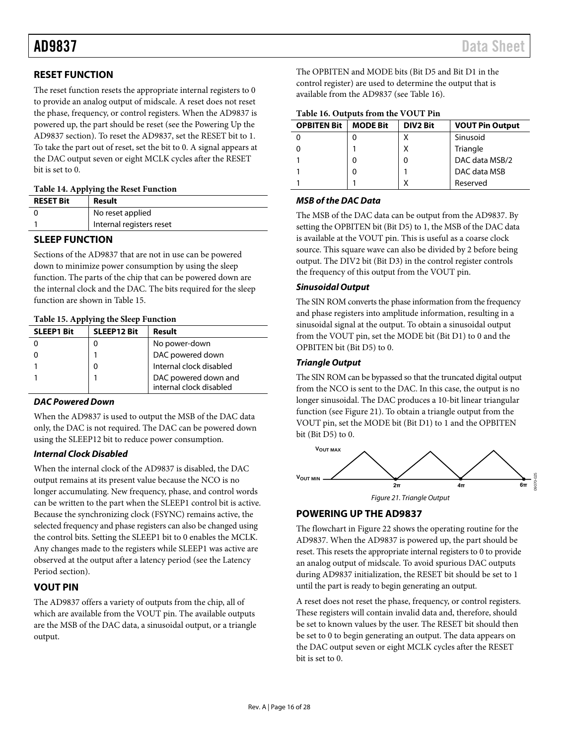## RESET FUNCTION

The reset function resets the appropriate internal registers to 0 to provide an analog output of midscale. A reset does not reset the phase, frequency, or control registers. When the AD9837 is powered up, the part should be reset (see the Powering Up the AD9837 section). To reset the AD9837, set the RESET bit to 1. To take the part out of reset, set the bit to 0. A signal appears at the DAC output seven or eight MCLK cycles after the RESET bit is set to 0.

**Table 14. Applying the Reset Function**

| RESET Bit | Result |
|---|---|
| 0 | No reset applied |
| 1 | Internal registers reset |

## SLEEP FUNCTION

Sections of the AD9837 that are not in use can be powered down to minimize power consumption by using the sleep function. The parts of the chip that can be powered down are the internal clock and the DAC. The bits required for the sleep function are shown in Table 15.

**Table 15. Applying the Sleep Function**

| SLEEP1 Bit | SLEEP12 Bit | Result |
|---|---|---|
| 0 | 0 | No power-down |
| 0 | 1 | DAC powered down |
| 1 | 0 | Internal clock disabled |
| 1 | 1 | DAC powered down and internal clock disabled |

### *DAC Powered Down*

When the AD9837 is used to output the MSB of the DAC data only, the DAC is not required. The DAC can be powered down using the SLEEP12 bit to reduce power consumption.

### *Internal Clock Disabled*

When the internal clock of the AD9837 is disabled, the DAC output remains at its present value because the NCO is no longer accumulating. New frequency, phase, and control words can be written to the part when the SLEEP1 control bit is active. Because the synchronizing clock (FSYNC) remains active, the selected frequency and phase registers can also be changed using the control bits. Setting the SLEEP1 bit to 0 enables the MCLK. Any changes made to the registers while SLEEP1 was active are observed at the output after a latency period (see the Latency Period section).

## VOUT PIN

The AD9837 offers a variety of outputs from the chip, all of which are available from the VOUT pin. The available outputs are the MSB of the DAC data, a sinusoidal output, or a triangle output.

The OPBITEN and MODE bits (Bit D5 and Bit D1 in the control register) are used to determine the output that is available from the AD9837 (see Table 16).

**Table 16. Outputs from the VOUT Pin**

| OPBITEN Bit | MODE Bit | DIV2 Bit | VOUT Pin Output |
|---|---|---|---|
| 0 | 0 | X | Sinusoid |
| 0 | 1 | X | Triangle |
| 1 | 0 | 0 | DAC data MSB/2 |
| 1 | 0 | 1 | DAC data MSB |
| 1 | 1 | X | Reserved |

### *MSB of the DAC Data*

The MSB of the DAC data can be output from the AD9837. By setting the OPBITEN bit (Bit D5) to 1, the MSB of the DAC data is available at the VOUT pin. This is useful as a coarse clock source. This square wave can also be divided by 2 before being output. The DIV2 bit (Bit D3) in the control register controls the frequency of this output from the VOUT pin.

### *Sinusoidal Output*

The SIN ROM converts the phase information from the frequency and phase registers into amplitude information, resulting in a sinusoidal signal at the output. To obtain a sinusoidal output from the VOUT pin, set the MODE bit (Bit D1) to 0 and the OPBITEN bit (Bit D5) to 0.

### *Triangle Output*

The SIN ROM can be bypassed so that the truncated digital output from the NCO is sent to the DAC. In this case, the output is no longer sinusoidal. The DAC produces a 10-bit linear triangular function (see Figure 21). To obtain a triangle output from the VOUT pin, set the MODE bit (Bit D1) to 1 and the OPBITEN bit (Bit D5) to 0.

*Figure 21. Triangle Output*

## POWERING UP THE AD9837

The flowchart in Figure 22 shows the operating routine for the AD9837. When the AD9837 is powered up, the part should be reset. This resets the appropriate internal registers to 0 to provide an analog output of midscale. To avoid spurious DAC outputs during AD9837 initialization, the RESET bit should be set to 1 until the part is ready to begin generating an output.

A reset does not reset the phase, frequency, or control registers. These registers will contain invalid data and, therefore, should be set to known values by the user. The RESET bit should then be set to 0 to begin generating an output. The data appears on the DAC output seven or eight MCLK cycles after the RESET bit is set to 0.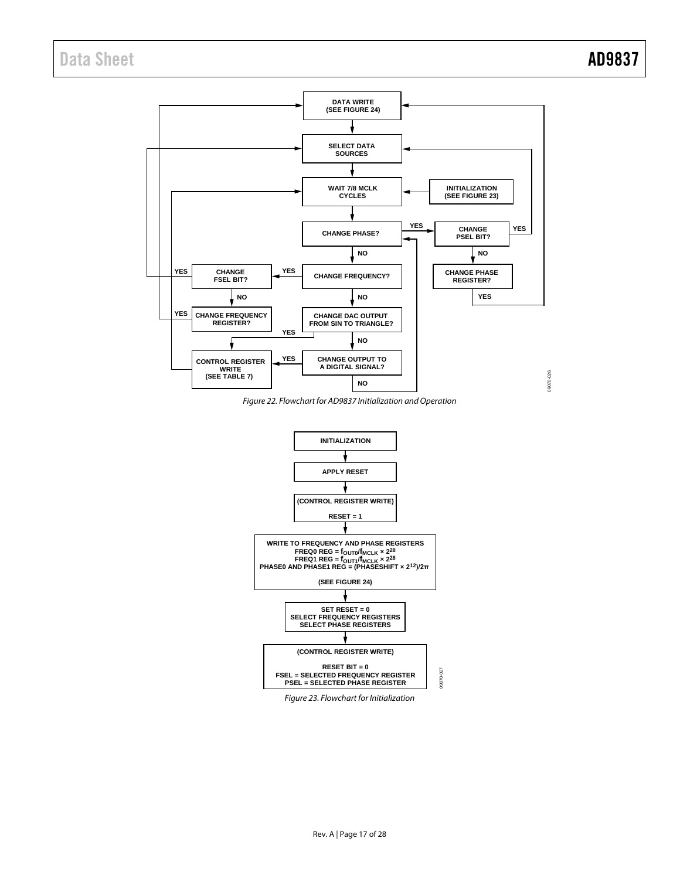DATA WRITE
(SEE FIGURE 24)

SELECT DATA SOURCES

WAIT 7/8 MCLK CYCLES

INITIALIZATION
(SEE FIGURE 23)

CHANGE PHASE?

YES

CHANGE PSEL BIT?

YES

NO

CHANGE PHASE REGISTER?

YES

NO

CHANGE FREQUENCY?

YES

CHANGE FSEL BIT?

YES

NO

CHANGE FREQUENCY REGISTER?

YES

NO

CHANGE DAC OUTPUT FROM SIN TO TRIANGLE?

YES

NO

CHANGE OUTPUT TO A DIGITAL SIGNAL?

YES

CONTROL REGISTER WRITE
(SEE TABLE 7)

NO

09070-026

*Figure 22. Flowchart for AD9837 Initialization and Operation*

INITIALIZATION

APPLY RESET

(CONTROL REGISTER WRITE)

RESET = 1

WRITE TO FREQUENCY AND PHASE REGISTERS
FREQ0 REG = $f_{OUT0}/f_{MCLK} \times 2^{28}$
FREQ1 REG = $f_{OUT1}/f_{MCLK} \times 2^{28}$
PHASE0 AND PHASE1 REG = $(\text{PHASESHIFT} \times 2^{12})/2\pi$

(SEE FIGURE 24)

SET RESET = 0
SELECT FREQUENCY REGISTERS
SELECT PHASE REGISTERS

(CONTROL REGISTER WRITE)

RESET BIT = 0
FSEL = SELECTED FREQUENCY REGISTER
PSEL = SELECTED PHASE REGISTER

09070-027

*Figure 23. Flowchart for Initialization*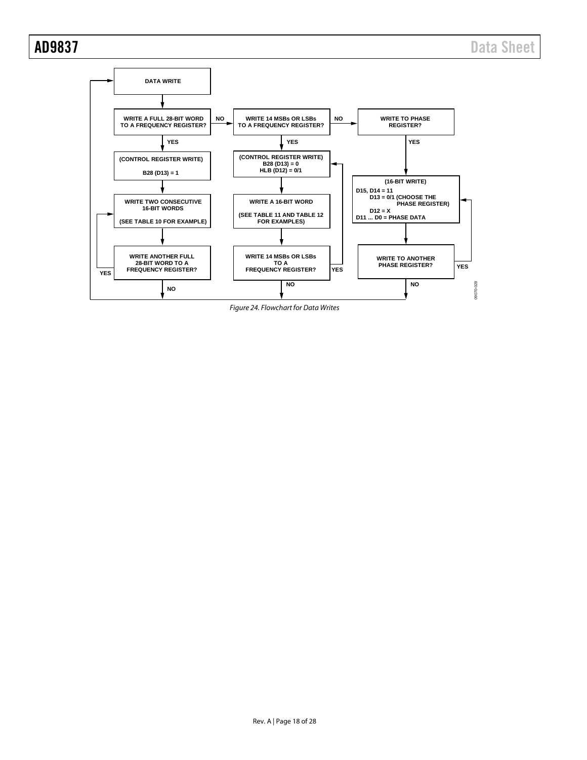DATA WRITE

WRITE A FULL 28-BIT WORD TO A FREQUENCY REGISTER?

- YES → (CONTROL REGISTER WRITE) B28 (D13) = 1 → WRITE TWO CONSECUTIVE 16-BIT WORDS (SEE TABLE 10 FOR EXAMPLE) → WRITE ANOTHER FULL 28-BIT WORD TO A FREQUENCY REGISTER? (YES → WRITE TWO CONSECUTIVE 16-BIT WORDS; NO → DATA WRITE)
- NO → WRITE 14 MSBs OR LSBs TO A FREQUENCY REGISTER?
  - YES → (CONTROL REGISTER WRITE) B28 (D13) = 0 HLB (D12) = 0/1 → WRITE A 16-BIT WORD (SEE TABLE 11 AND TABLE 12 FOR EXAMPLES) → WRITE 14 MSBs OR LSBs TO A FREQUENCY REGISTER? (YES → CONTROL REGISTER WRITE; NO → DATA WRITE)
  - NO → WRITE TO PHASE REGISTER?
    - YES → (16-BIT WRITE) D15, D14 = 11; D13 = 0/1 (CHOOSE THE PHASE REGISTER); D12 = X; D11 ... D0 = PHASE DATA → WRITE TO ANOTHER PHASE REGISTER? (YES → 16-BIT WRITE; NO → DATA WRITE)

*Figure 24. Flowchart for Data Writes*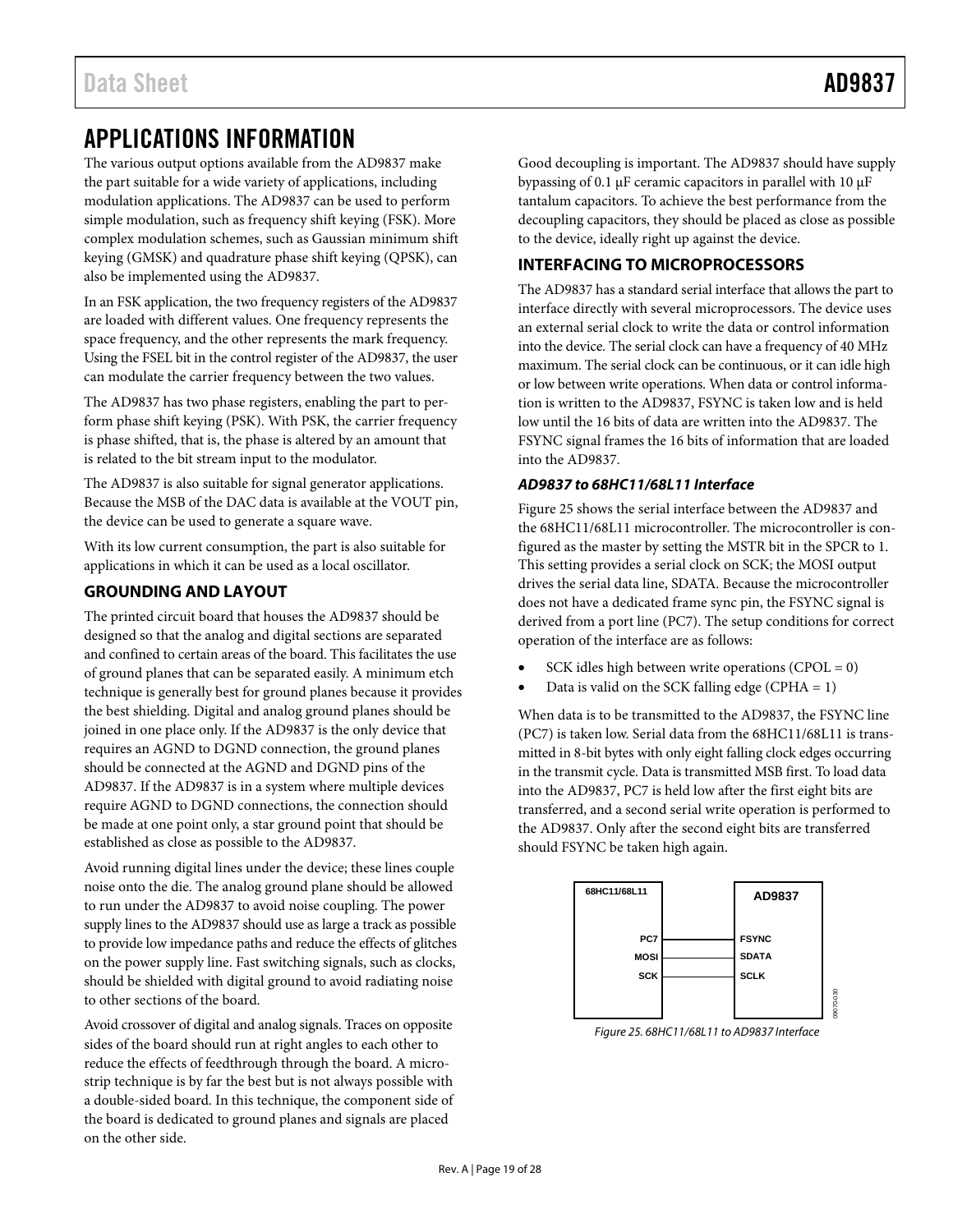# APPLICATIONS INFORMATION

The various output options available from the AD9837 make the part suitable for a wide variety of applications, including modulation applications. The AD9837 can be used to perform simple modulation, such as frequency shift keying (FSK). More complex modulation schemes, such as Gaussian minimum shift keying (GMSK) and quadrature phase shift keying (QPSK), can also be implemented using the AD9837.

In an FSK application, the two frequency registers of the AD9837 are loaded with different values. One frequency represents the space frequency, and the other represents the mark frequency. Using the FSEL bit in the control register of the AD9837, the user can modulate the carrier frequency between the two values.

The AD9837 has two phase registers, enabling the part to perform phase shift keying (PSK). With PSK, the carrier frequency is phase shifted, that is, the phase is altered by an amount that is related to the bit stream input to the modulator.

The AD9837 is also suitable for signal generator applications. Because the MSB of the DAC data is available at the VOUT pin, the device can be used to generate a square wave.

With its low current consumption, the part is also suitable for applications in which it can be used as a local oscillator.

## GROUNDING AND LAYOUT

The printed circuit board that houses the AD9837 should be designed so that the analog and digital sections are separated and confined to certain areas of the board. This facilitates the use of ground planes that can be separated easily. A minimum etch technique is generally best for ground planes because it provides the best shielding. Digital and analog ground planes should be joined in one place only. If the AD9837 is the only device that requires an AGND to DGND connection, the ground planes should be connected at the AGND and DGND pins of the AD9837. If the AD9837 is in a system where multiple devices require AGND to DGND connections, the connection should be made at one point only, a star ground point that should be established as close as possible to the AD9837.

Avoid running digital lines under the device; these lines couple noise onto the die. The analog ground plane should be allowed to run under the AD9837 to avoid noise coupling. The power supply lines to the AD9837 should use as large a track as possible to provide low impedance paths and reduce the effects of glitches on the power supply line. Fast switching signals, such as clocks, should be shielded with digital ground to avoid radiating noise to other sections of the board.

Avoid crossover of digital and analog signals. Traces on opposite sides of the board should run at right angles to each other to reduce the effects of feedthrough through the board. A microstrip technique is by far the best but is not always possible with a double-sided board. In this technique, the component side of the board is dedicated to ground planes and signals are placed on the other side.

Good decoupling is important. The AD9837 should have supply bypassing of 0.1 µF ceramic capacitors in parallel with 10 µF tantalum capacitors. To achieve the best performance from the decoupling capacitors, they should be placed as close as possible to the device, ideally right up against the device.

## INTERFACING TO MICROPROCESSORS

The AD9837 has a standard serial interface that allows the part to interface directly with several microprocessors. The device uses an external serial clock to write the data or control information into the device. The serial clock can have a frequency of 40 MHz maximum. The serial clock can be continuous, or it can idle high or low between write operations. When data or control information is written to the AD9837, FSYNC is taken low and is held low until the 16 bits of data are written into the AD9837. The FSYNC signal frames the 16 bits of information that are loaded into the AD9837.

### *AD9837 to 68HC11/68L11 Interface*

Figure 25 shows the serial interface between the AD9837 and the 68HC11/68L11 microcontroller. The microcontroller is configured as the master by setting the MSTR bit in the SPCR to 1. This setting provides a serial clock on SCK; the MOSI output drives the serial data line, SDATA. Because the microcontroller does not have a dedicated frame sync pin, the FSYNC signal is derived from a port line (PC7). The setup conditions for correct operation of the interface are as follows:

- SCK idles high between write operations (CPOL = 0)
- Data is valid on the SCK falling edge (CPHA = 1)

When data is to be transmitted to the AD9837, the FSYNC line (PC7) is taken low. Serial data from the 68HC11/68L11 is transmitted in 8-bit bytes with only eight falling clock edges occurring in the transmit cycle. Data is transmitted MSB first. To load data into the AD9837, PC7 is held low after the first eight bits are transferred, and a second serial write operation is performed to the AD9837. Only after the second eight bits are transferred should FSYNC be taken high again.

| 68HC11/68L11 | AD9837 |
|---|---|
| PC7 | FSYNC |
| MOSI | SDATA |
| SCK | SCLK |

*Figure 25. 68HC11/68L11 to AD9837 Interface*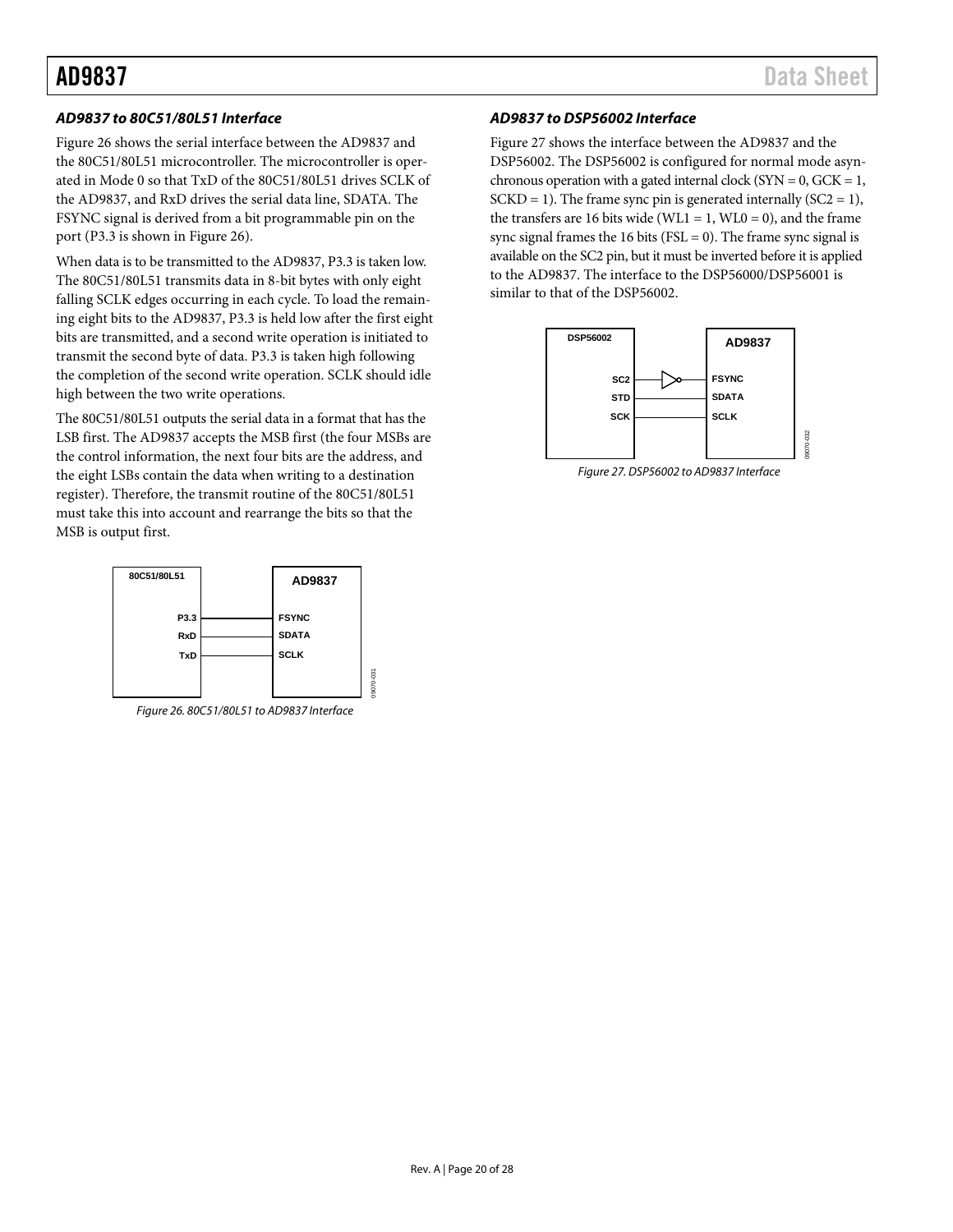### *AD9837 to 80C51/80L51 Interface*

Figure 26 shows the serial interface between the AD9837 and the 80C51/80L51 microcontroller. The microcontroller is operated in Mode 0 so that TxD of the 80C51/80L51 drives SCLK of the AD9837, and RxD drives the serial data line, SDATA. The FSYNC signal is derived from a bit programmable pin on the port (P3.3 is shown in Figure 26).

When data is to be transmitted to the AD9837, P3.3 is taken low. The 80C51/80L51 transmits data in 8-bit bytes with only eight falling SCLK edges occurring in each cycle. To load the remaining eight bits to the AD9837, P3.3 is held low after the first eight bits are transmitted, and a second write operation is initiated to transmit the second byte of data. P3.3 is taken high following the completion of the second write operation. SCLK should idle high between the two write operations.

The 80C51/80L51 outputs the serial data in a format that has the LSB first. The AD9837 accepts the MSB first (the four MSBs are the control information, the next four bits are the address, and the eight LSBs contain the data when writing to a destination register). Therefore, the transmit routine of the 80C51/80L51 must take this into account and rearrange the bits so that the MSB is output first.

*Figure 26. 80C51/80L51 to AD9837 Interface*

### *AD9837 to DSP56002 Interface*

Figure 27 shows the interface between the AD9837 and the DSP56002. The DSP56002 is configured for normal mode asynchronous operation with a gated internal clock (SYN = 0, GCK = 1, SCKD = 1). The frame sync pin is generated internally (SC2 = 1), the transfers are 16 bits wide (WL1 = 1, WL0 = 0), and the frame sync signal frames the 16 bits (FSL = 0). The frame sync signal is available on the SC2 pin, but it must be inverted before it is applied to the AD9837. The interface to the DSP56000/DSP56001 is similar to that of the DSP56002.

*Figure 27. DSP56002 to AD9837 Interface*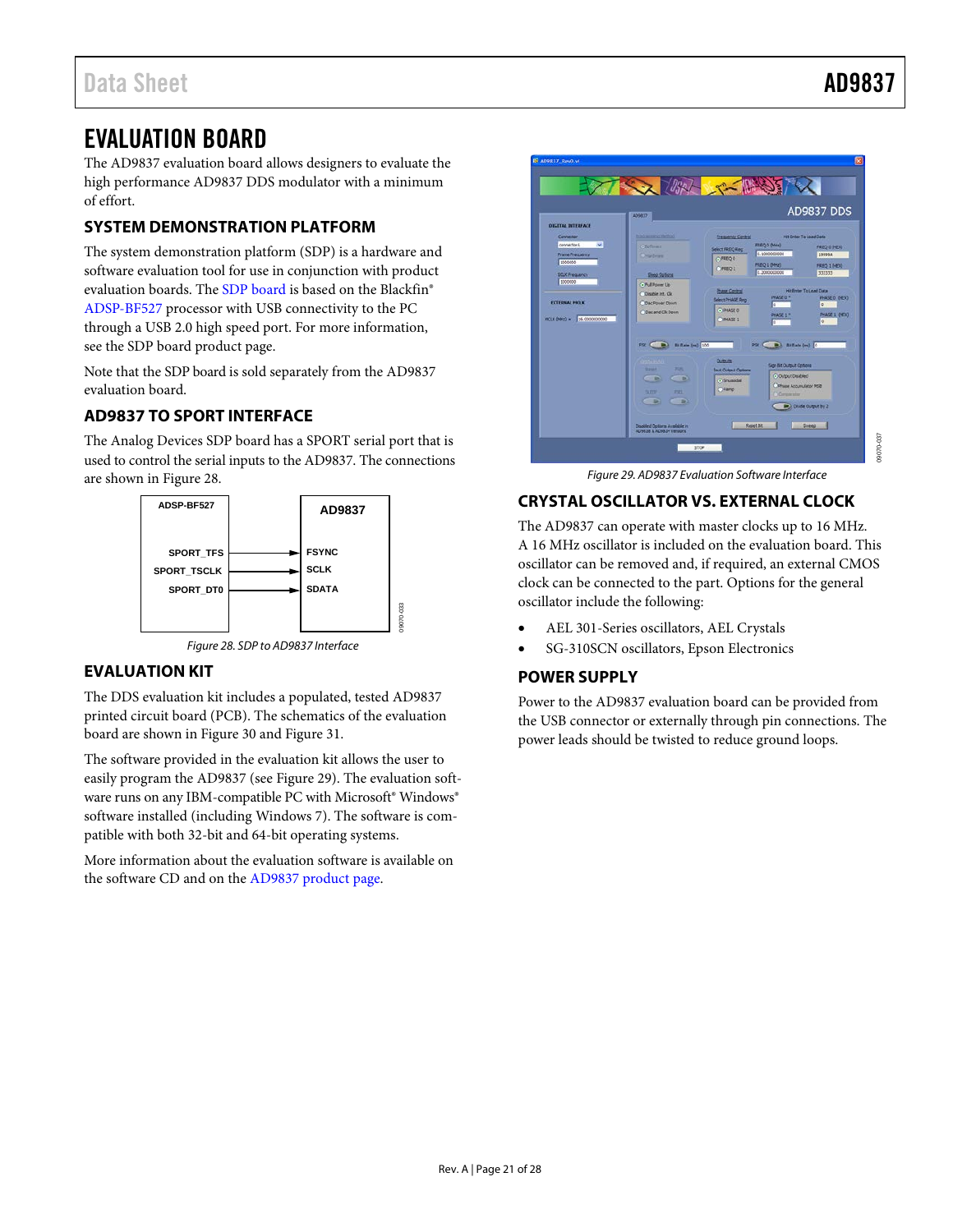# EVALUATION BOARD

The AD9837 evaluation board allows designers to evaluate the high performance AD9837 DDS modulator with a minimum of effort.

## SYSTEM DEMONSTRATION PLATFORM

The system demonstration platform (SDP) is a hardware and software evaluation tool for use in conjunction with product evaluation boards. The SDP board is based on the Blackfin® ADSP-BF527 processor with USB connectivity to the PC through a USB 2.0 high speed port. For more information, see the SDP board product page.

Note that the SDP board is sold separately from the AD9837 evaluation board.

## AD9837 TO SPORT INTERFACE

The Analog Devices SDP board has a SPORT serial port that is used to control the serial inputs to the AD9837. The connections are shown in Figure 28.

| ADSP-BF527 | | AD9837 |
|---|---|---|
| SPORT_TFS | → | FSYNC |
| SPORT_TSCLK | → | SCLK |
| SPORT_DT0 | → | SDATA |

*Figure 28. SDP to AD9837 Interface*

## EVALUATION KIT

The DDS evaluation kit includes a populated, tested AD9837 printed circuit board (PCB). The schematics of the evaluation board are shown in Figure 30 and Figure 31.

The software provided in the evaluation kit allows the user to easily program the AD9837 (see Figure 29). The evaluation software runs on any IBM-compatible PC with Microsoft® Windows® software installed (including Windows 7). The software is compatible with both 32-bit and 64-bit operating systems.

More information about the evaluation software is available on the software CD and on the AD9837 product page.

*Figure 29. AD9837 Evaluation Software Interface*

## CRYSTAL OSCILLATOR VS. EXTERNAL CLOCK

The AD9837 can operate with master clocks up to 16 MHz. A 16 MHz oscillator is included on the evaluation board. This oscillator can be removed and, if required, an external CMOS clock can be connected to the part. Options for the general oscillator include the following:

- AEL 301-Series oscillators, AEL Crystals
- SG-310SCN oscillators, Epson Electronics

## POWER SUPPLY

Power to the AD9837 evaluation board can be provided from the USB connector or externally through pin connections. The power leads should be twisted to reduce ground loops.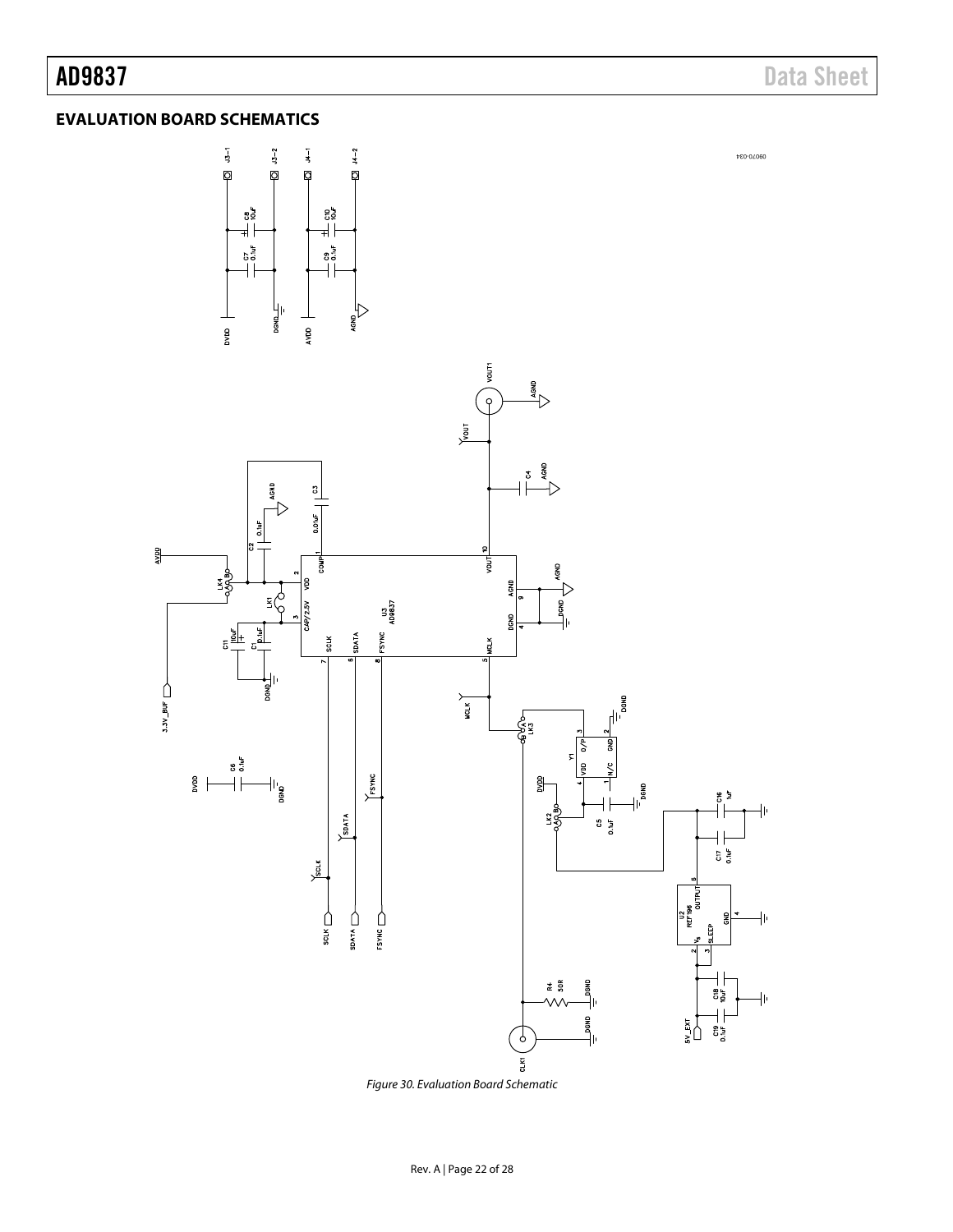## EVALUATION BOARD SCHEMATICS

Figure 30. Evaluation Board Schematic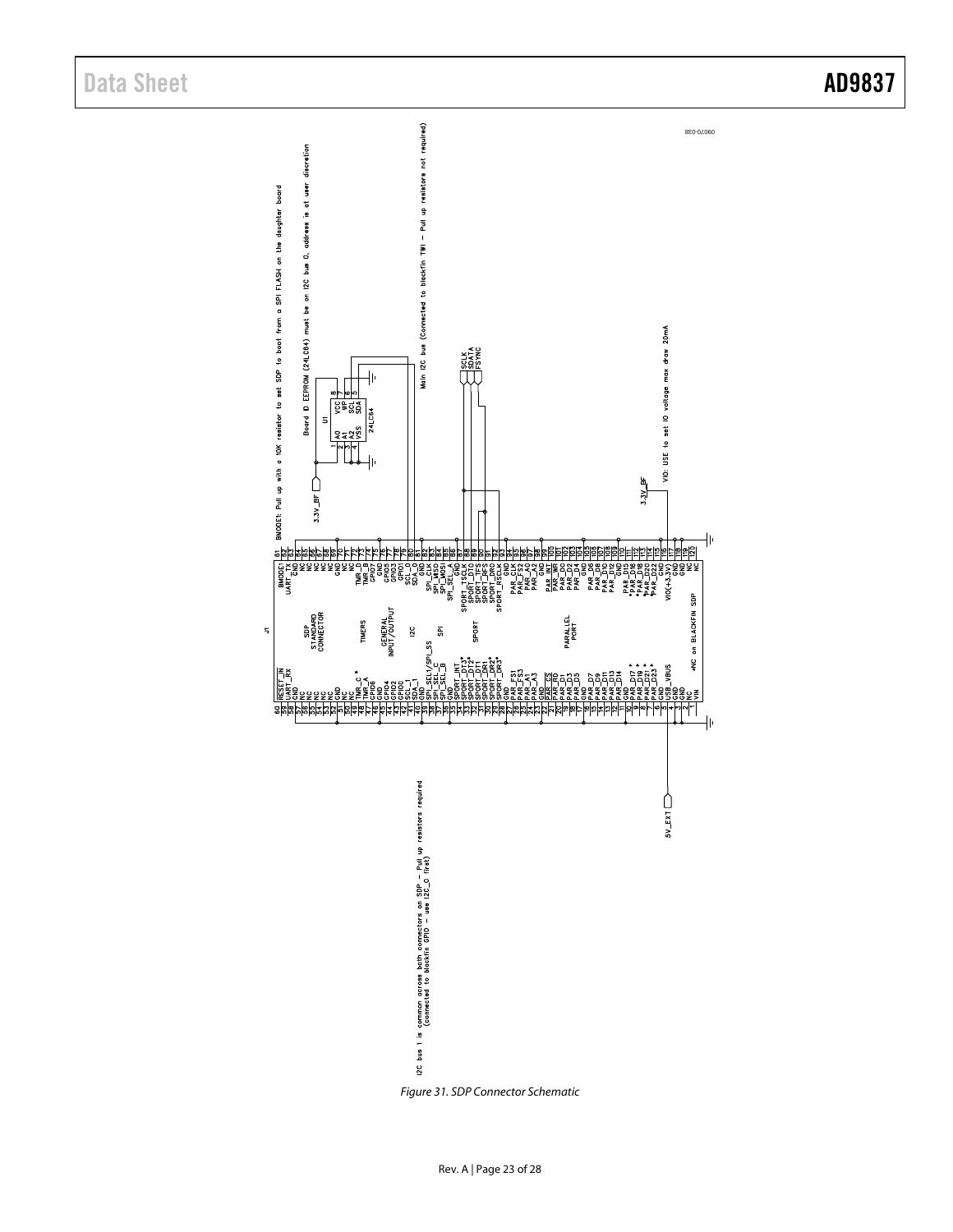J1

SDP STANDARD CONNECTOR

BMODE1: Pull up with a 10K resistor to set SDP to boot from a SPI FLASH on the daughter board

Board ID EEPROM (24LC64) must be on I2C bus 0, address is at user discretion

Main I2C bus (Connected to blackfin TWI – Pull up resistors not required)

I2C bus 1 is common across both connectors on SDP – Pull up resistors required (connected to blackfin GPIO – use I2C_0 first)

VIO: USE to set IO voltage max draw 20mA

*NC on BLACKFIN SDP

Figure 31. SDP Connector Schematic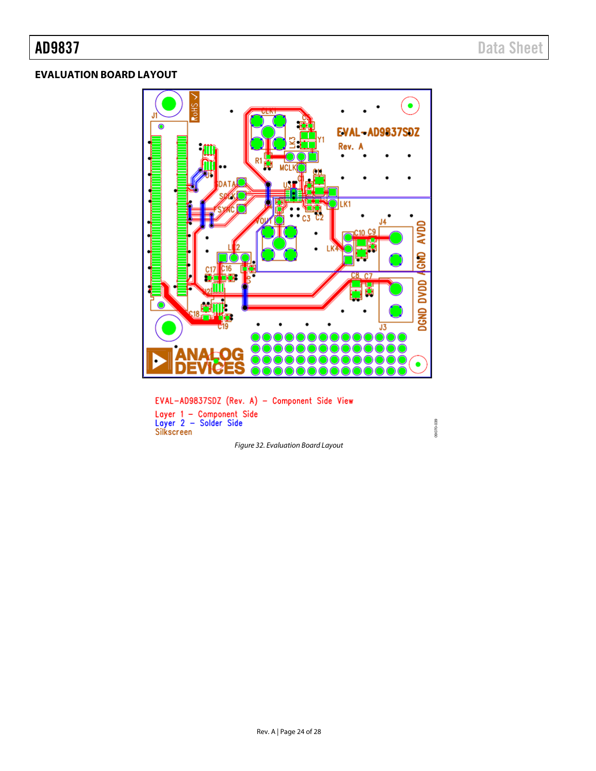## EVALUATION BOARD LAYOUT

EVAL-AD9837SDZ (Rev. A) – Component Side View

Layer 1 – Component Side
Layer 2 – Solder Side
Silkscreen

*Figure 32. Evaluation Board Layout*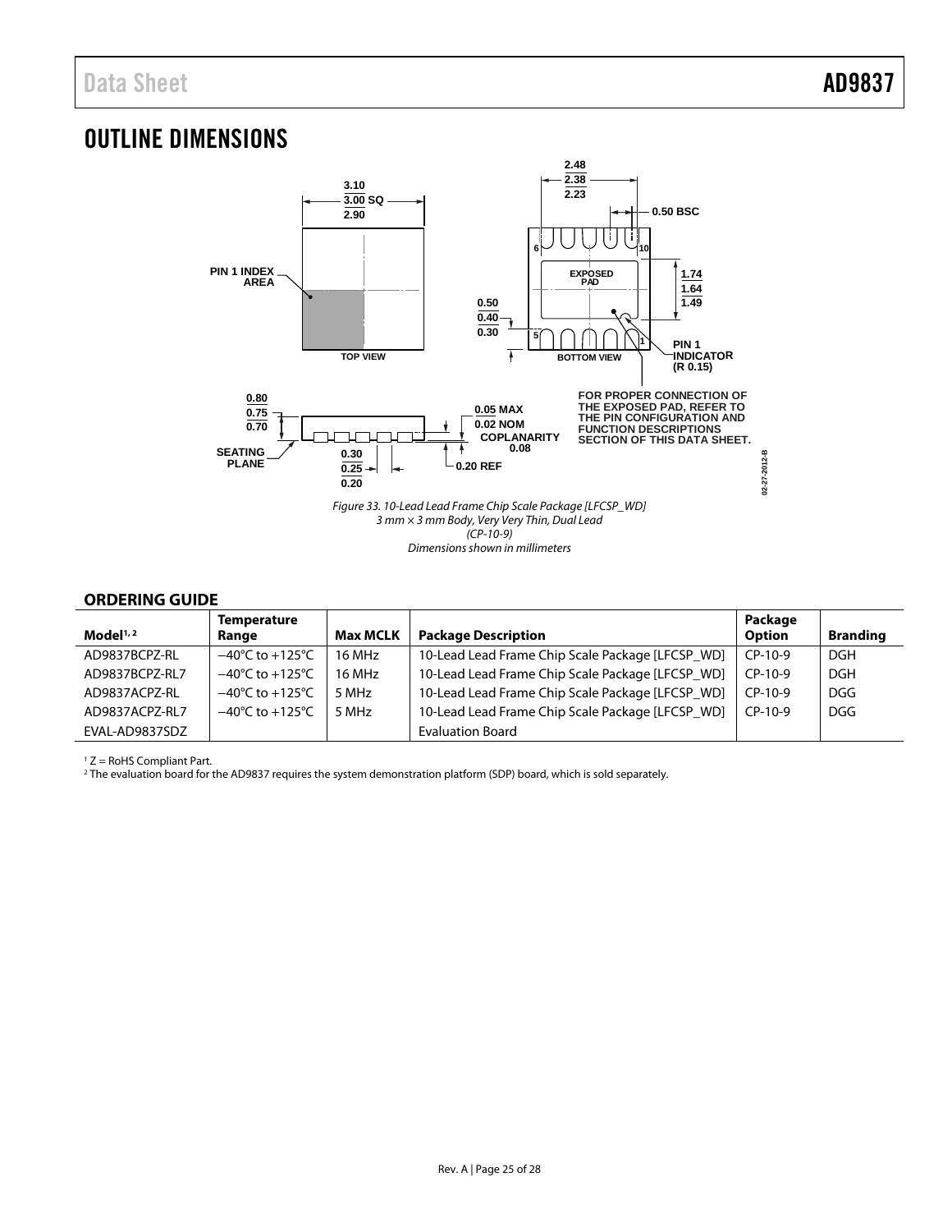# OUTLINE DIMENSIONS

*Figure 33. 10-Lead Lead Frame Chip Scale Package [LFCSP_WD]*
*3 mm × 3 mm Body, Very Very Thin, Dual Lead*
*(CP-10-9)*
*Dimensions shown in millimeters*

## ORDERING GUIDE

| Model[1, 2] | Temperature Range | Max MCLK | Package Description | Package Option | Branding |
|---|---|---|---|---|---|
| AD9837BCPZ-RL | −40°C to +125°C | 16 MHz | 10-Lead Lead Frame Chip Scale Package [LFCSP_WD] | CP-10-9 | DGH |
| AD9837BCPZ-RL7 | −40°C to +125°C | 16 MHz | 10-Lead Lead Frame Chip Scale Package [LFCSP_WD] | CP-10-9 | DGH |
| AD9837ACPZ-RL | −40°C to +125°C | 5 MHz | 10-Lead Lead Frame Chip Scale Package [LFCSP_WD] | CP-10-9 | DGG |
| AD9837ACPZ-RL7 | −40°C to +125°C | 5 MHz | 10-Lead Lead Frame Chip Scale Package [LFCSP_WD] | CP-10-9 | DGG |
| EVAL-AD9837SDZ | | | Evaluation Board | | |

[1] Z = RoHS Compliant Part.
[2] The evaluation board for the AD9837 requires the system demonstration platform (SDP) board, which is sold separately.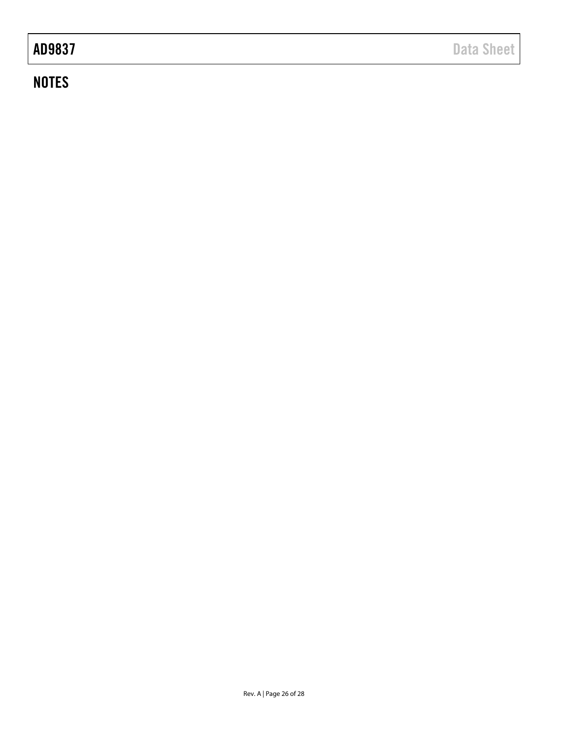## NOTES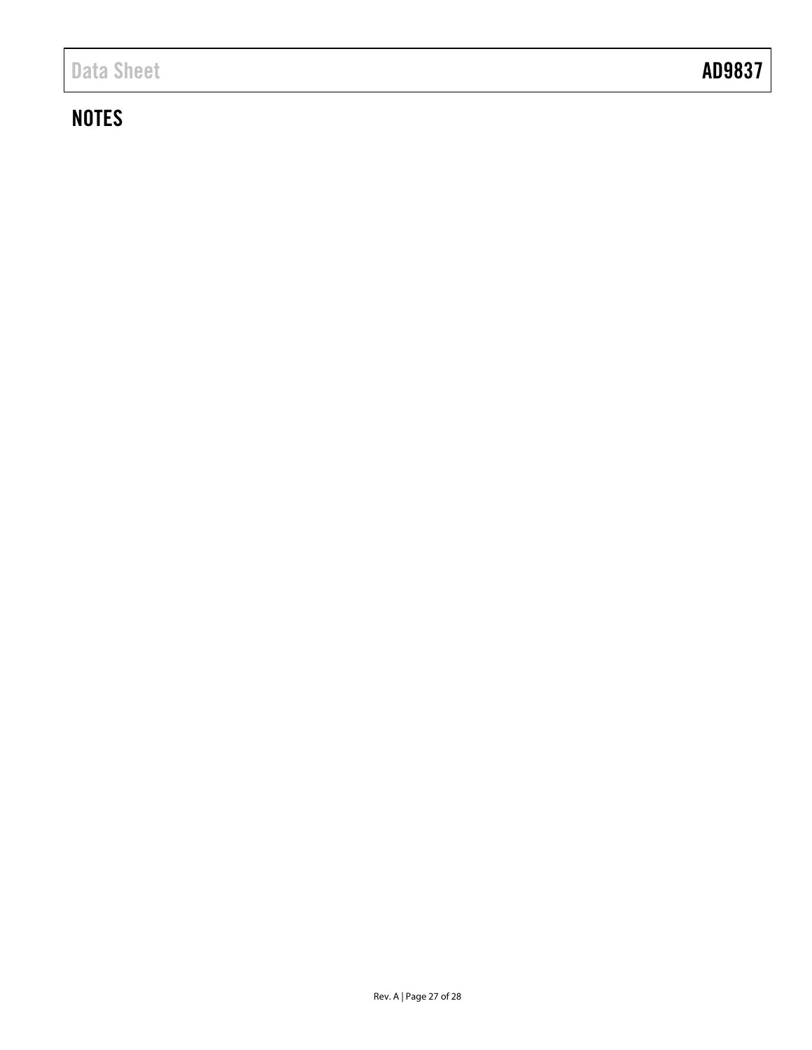## NOTES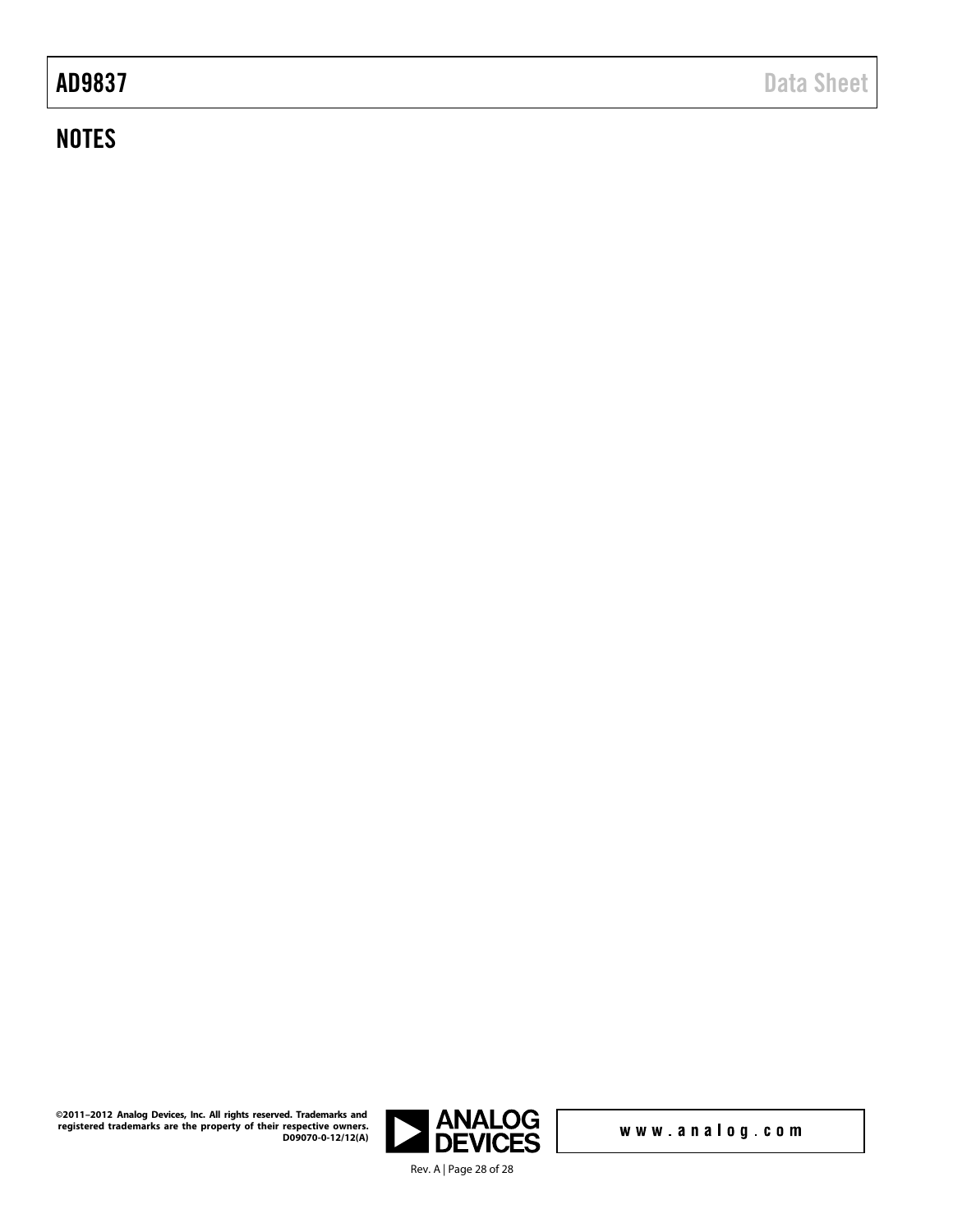## NOTES

©2011–2012 Analog Devices, Inc. All rights reserved. Trademarks and registered trademarks are the property of their respective owners.
D09070-0-12/12(A)

www.analog.com